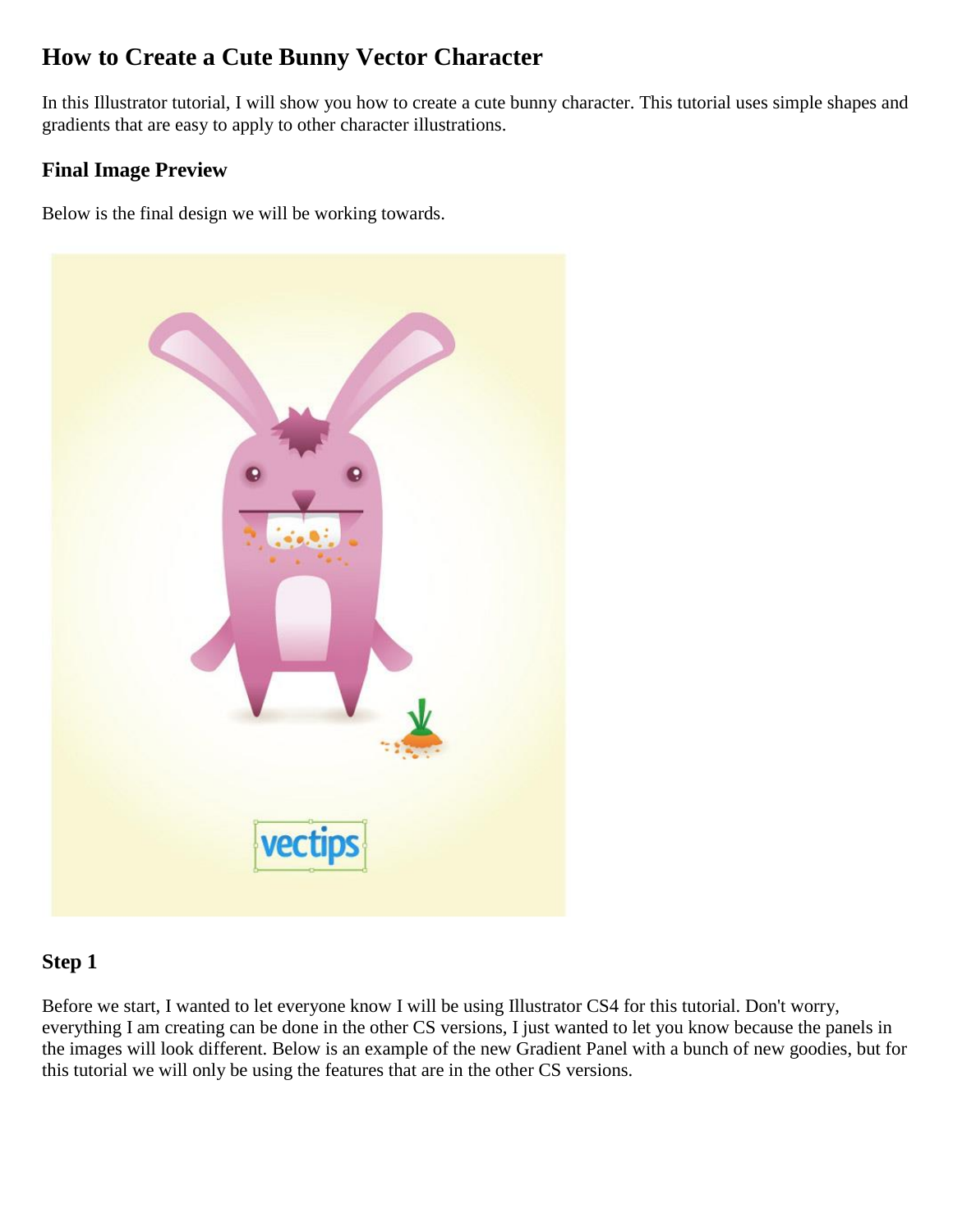# How to Create a Cute Bunny Vector Character

In this Illustrator tutorial, I will show you how to create a cute bunny character. This tutorial uses simple shapes and gradients that are easy to apply to other character illustrations.

## Final Image Preview

Below is the final design we will be working towards.

## Step 1

Before we start, I wanted to let everyone know I will be using Illustrator CS4 for this tutorial. Don't worry, everything I am creating can be done in the other CS versions, I just wanted to let you know because the panels in the images will look different. Below is an example of the new Gradient Panel with a bunch of new goodies, but for this tutorial we will only be using the features that are in the other CS versions.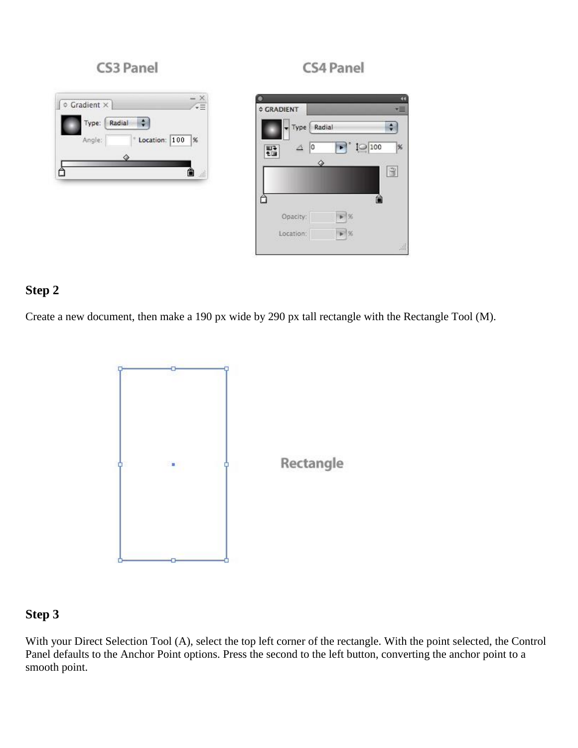## Step 2

Create a new document, then make a 190 px wide by 290 px tall rectangle with the Rectangle Tool (M).

## Step 3

With your Direct Selection Tool (A), select the top left corner of the rectangle. With the point selected, the Control Panel defaults to the Anchor Point options. Press the second to the left button, converting the anchor point to a smooth point.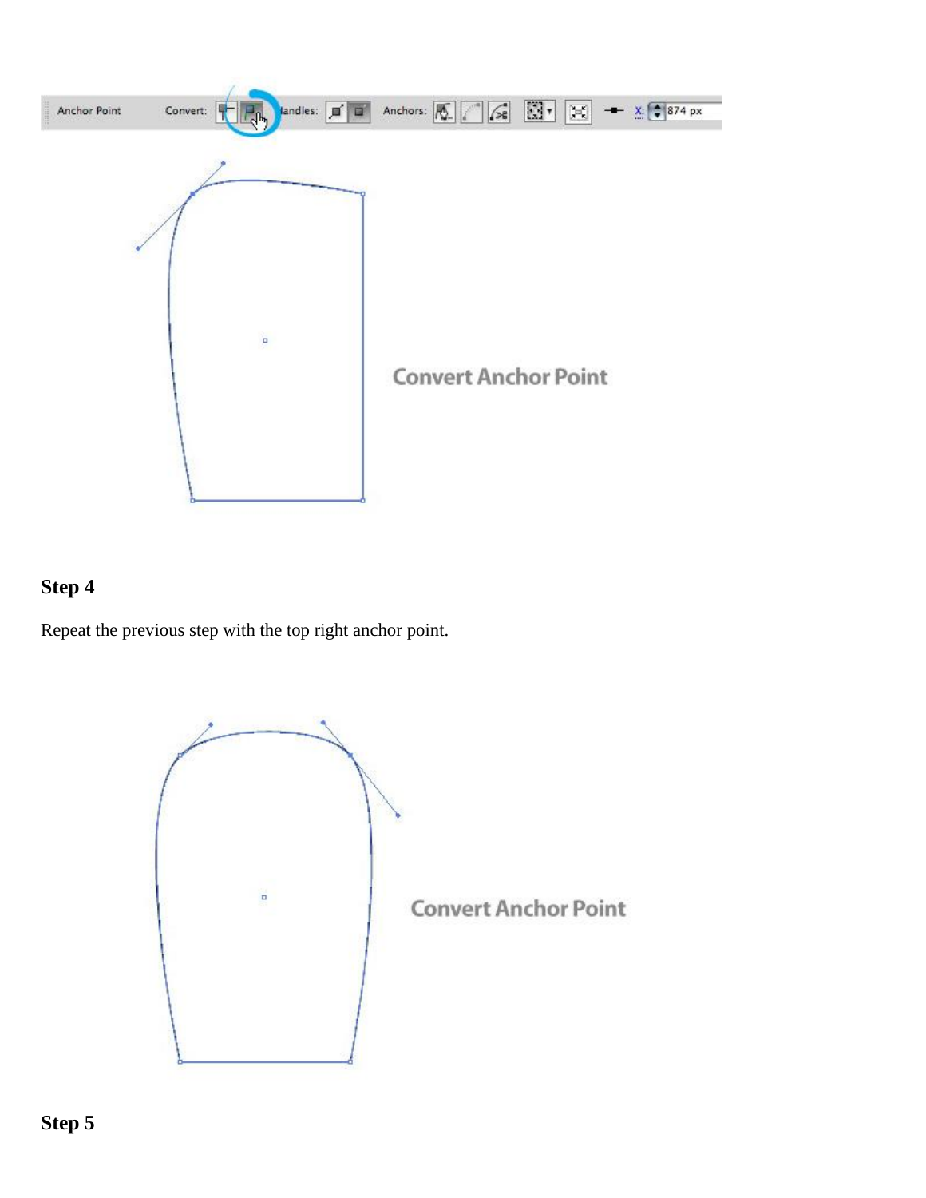## Step 4

Repeat the previous step with the top right anchor point.

## Step 5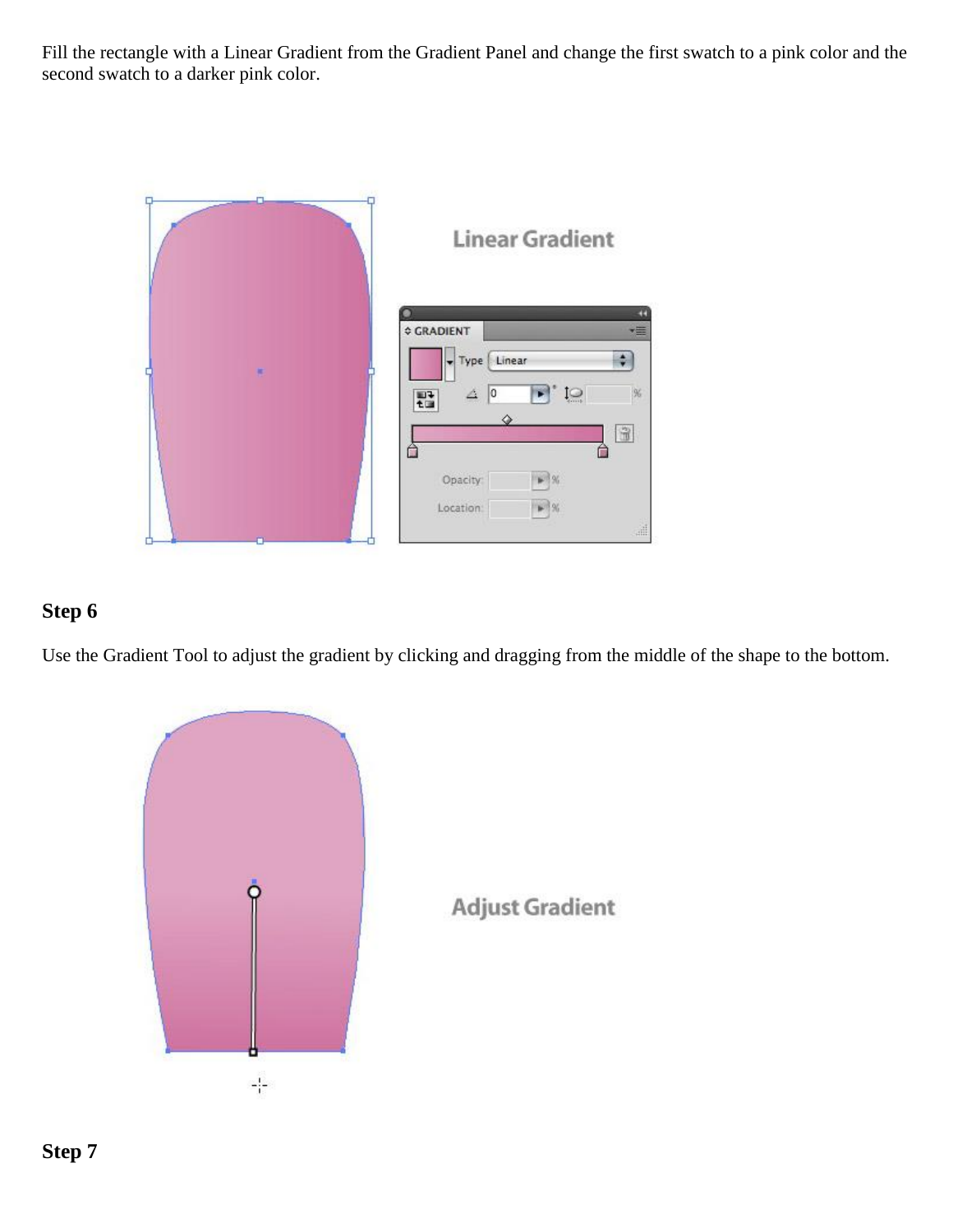Fill the rectangle with a Linear Gradient from the Gradient Panel and change the first swatch to a pink color and the second swatch to a darker pink color.

## Step 6

Use the Gradient Tool to adjust the gradient by clicking and dragging from the middle of the shape to the bottom.

## Step 7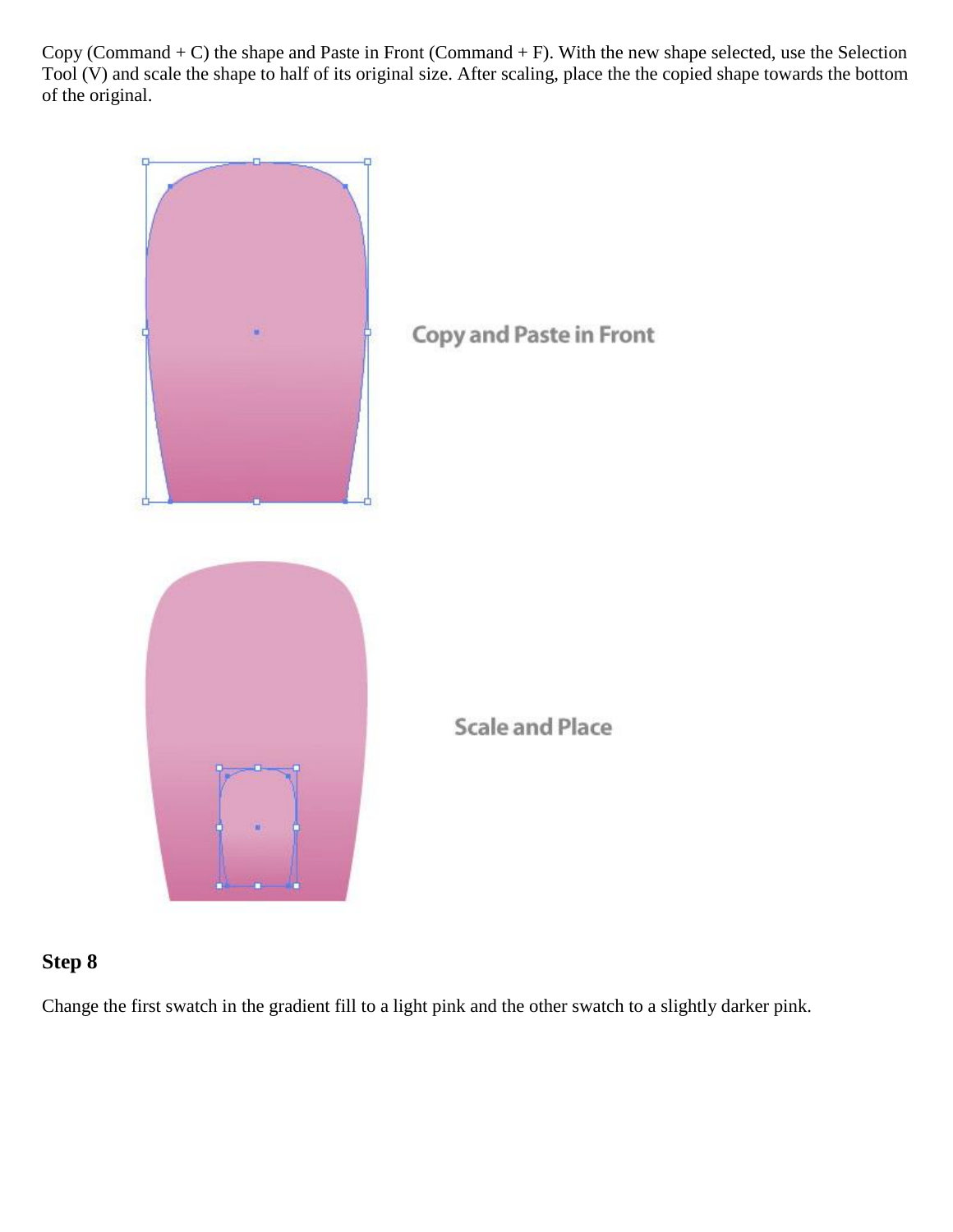Copy (Command + C) the shape and Paste in Front (Command + F). With the new shape selected, use the Selection Tool (V) and scale the shape to half of its original size. After scaling, place the the copied shape towards the bottom of the original.

Copy and Paste in Front

Scale and Place

## Step 8

Change the first swatch in the gradient fill to a light pink and the other swatch to a slightly darker pink.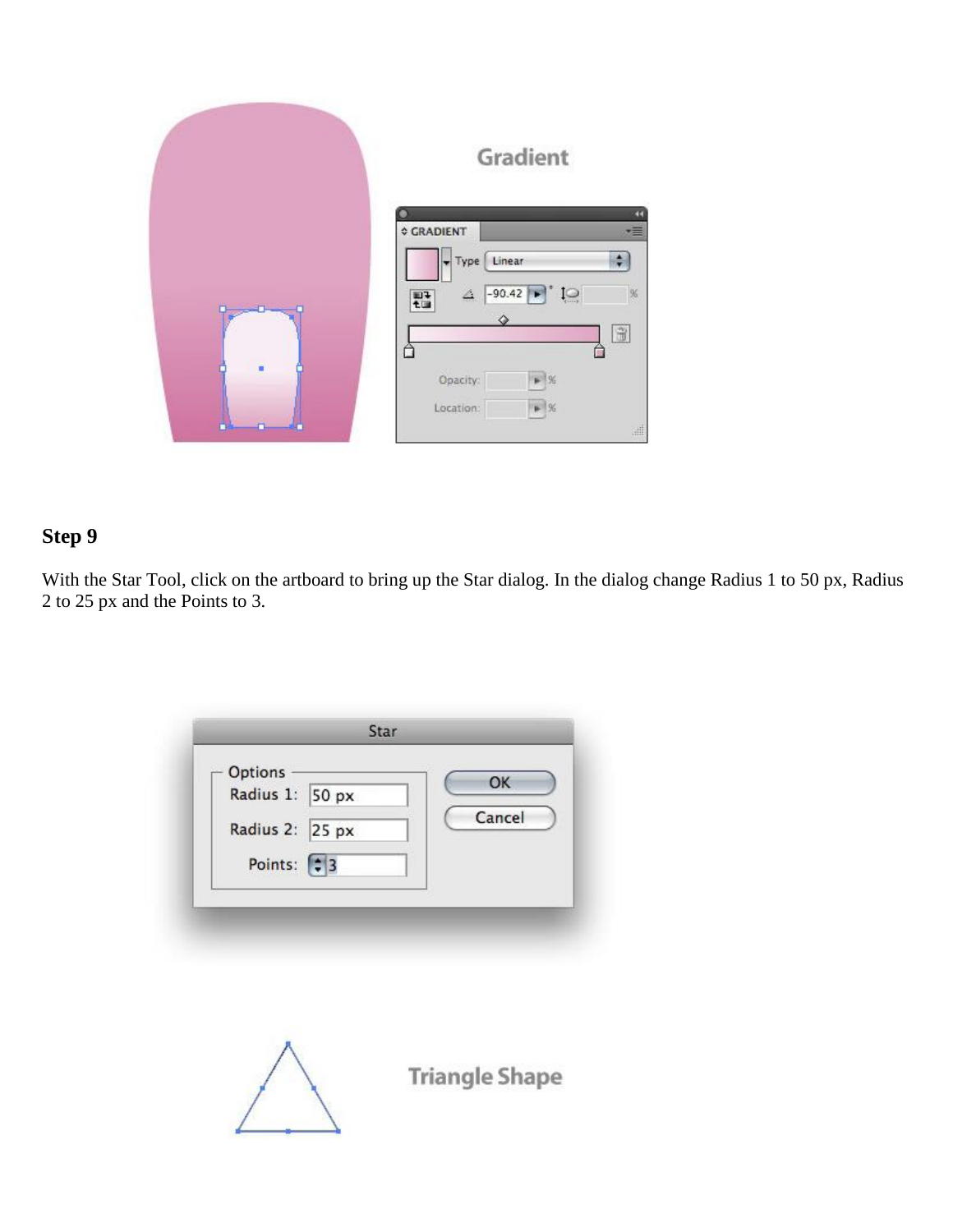## Step 9

With the Star Tool, click on the artboard to bring up the Star dialog. In the dialog change Radius 1 to 50 px, Radius 2 to 25 px and the Points to 3.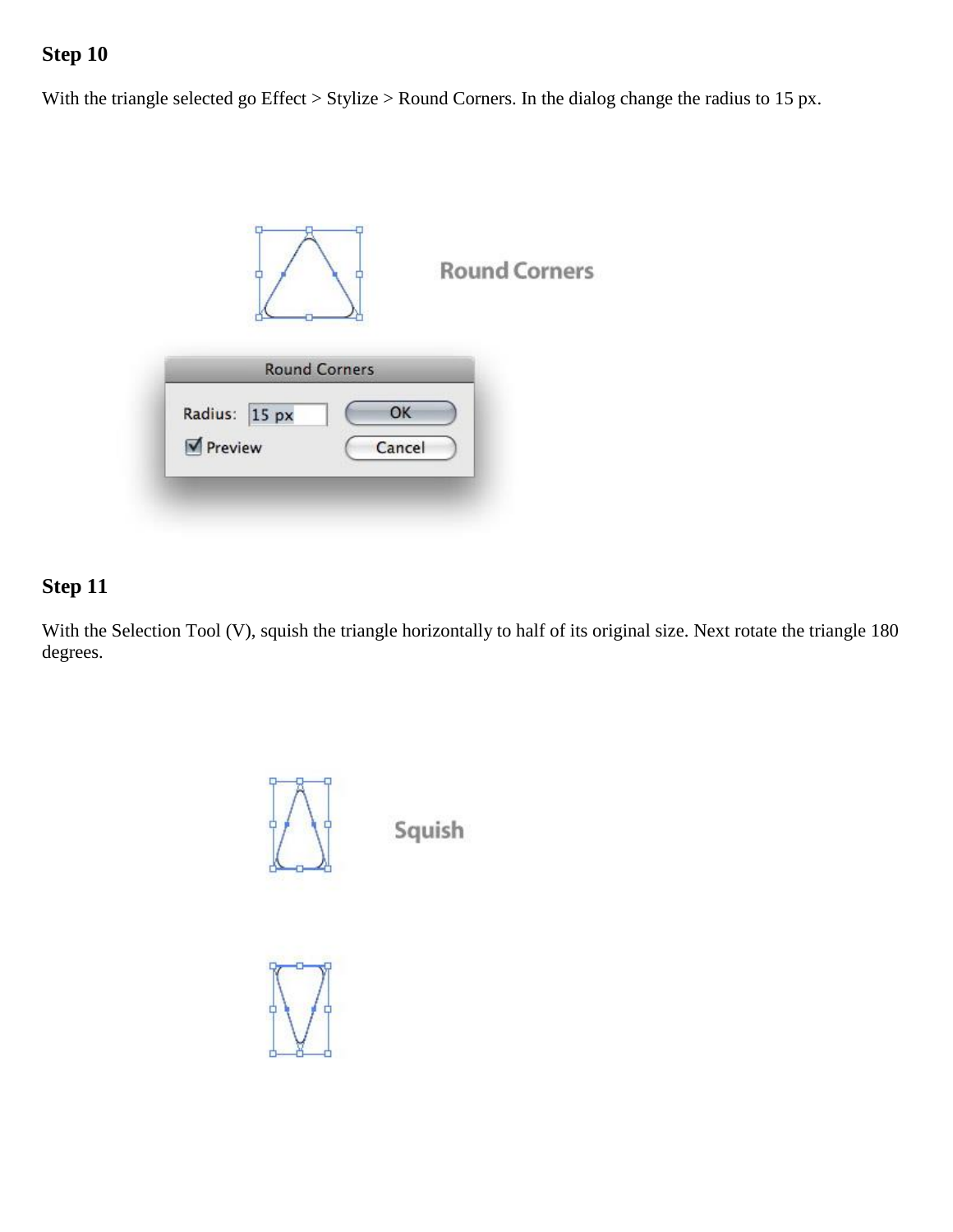## Step 10

With the triangle selected go Effect > Stylize > Round Corners. In the dialog change the radius to 15 px.

## Step 11

With the Selection Tool (V), squish the triangle horizontally to half of its original size. Next rotate the triangle 180 degrees.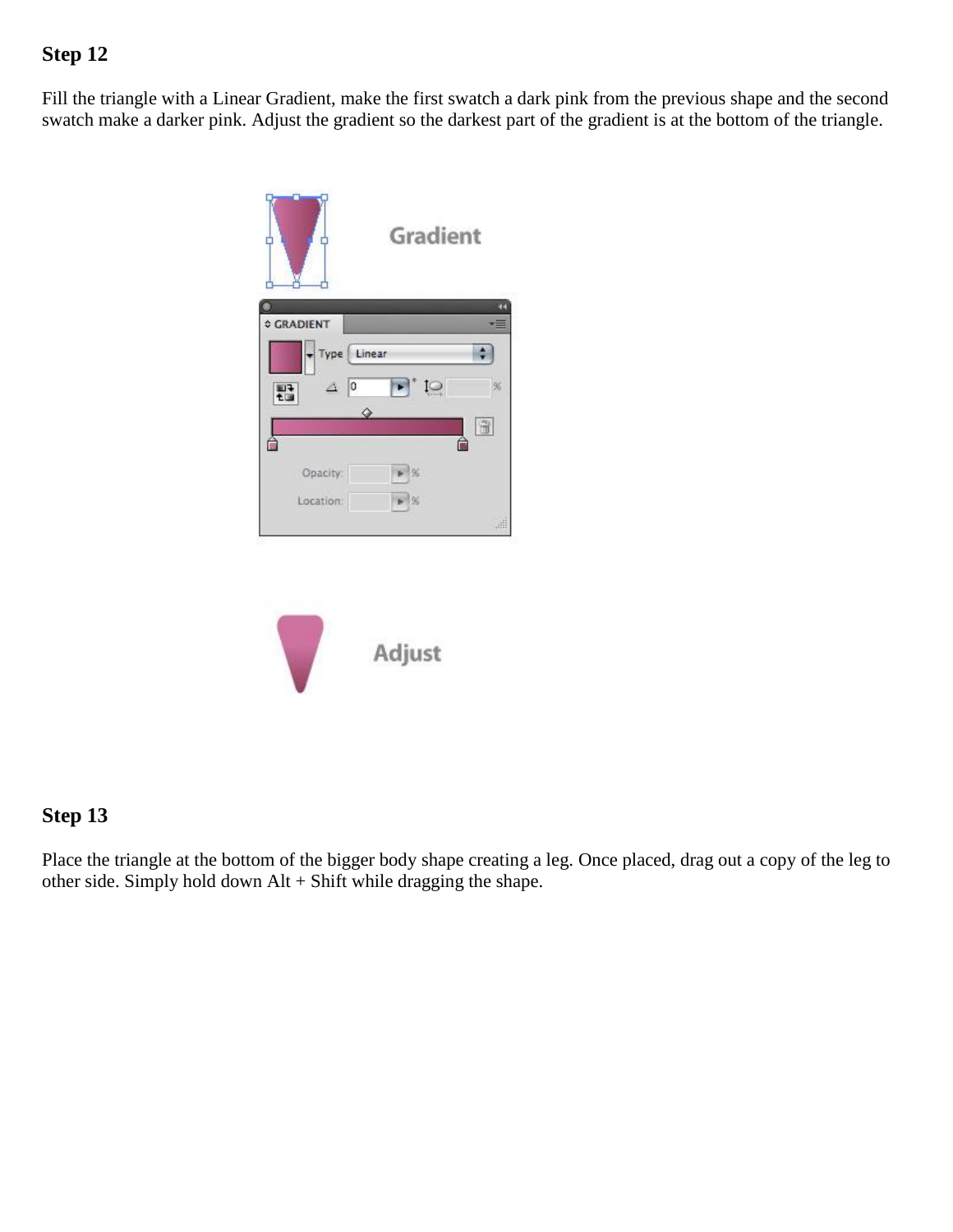## Step 12

Fill the triangle with a Linear Gradient, make the first swatch a dark pink from the previous shape and the second swatch make a darker pink. Adjust the gradient so the darkest part of the gradient is at the bottom of the triangle.

## Step 13

Place the triangle at the bottom of the bigger body shape creating a leg. Once placed, drag out a copy of the leg to other side. Simply hold down Alt + Shift while dragging the shape.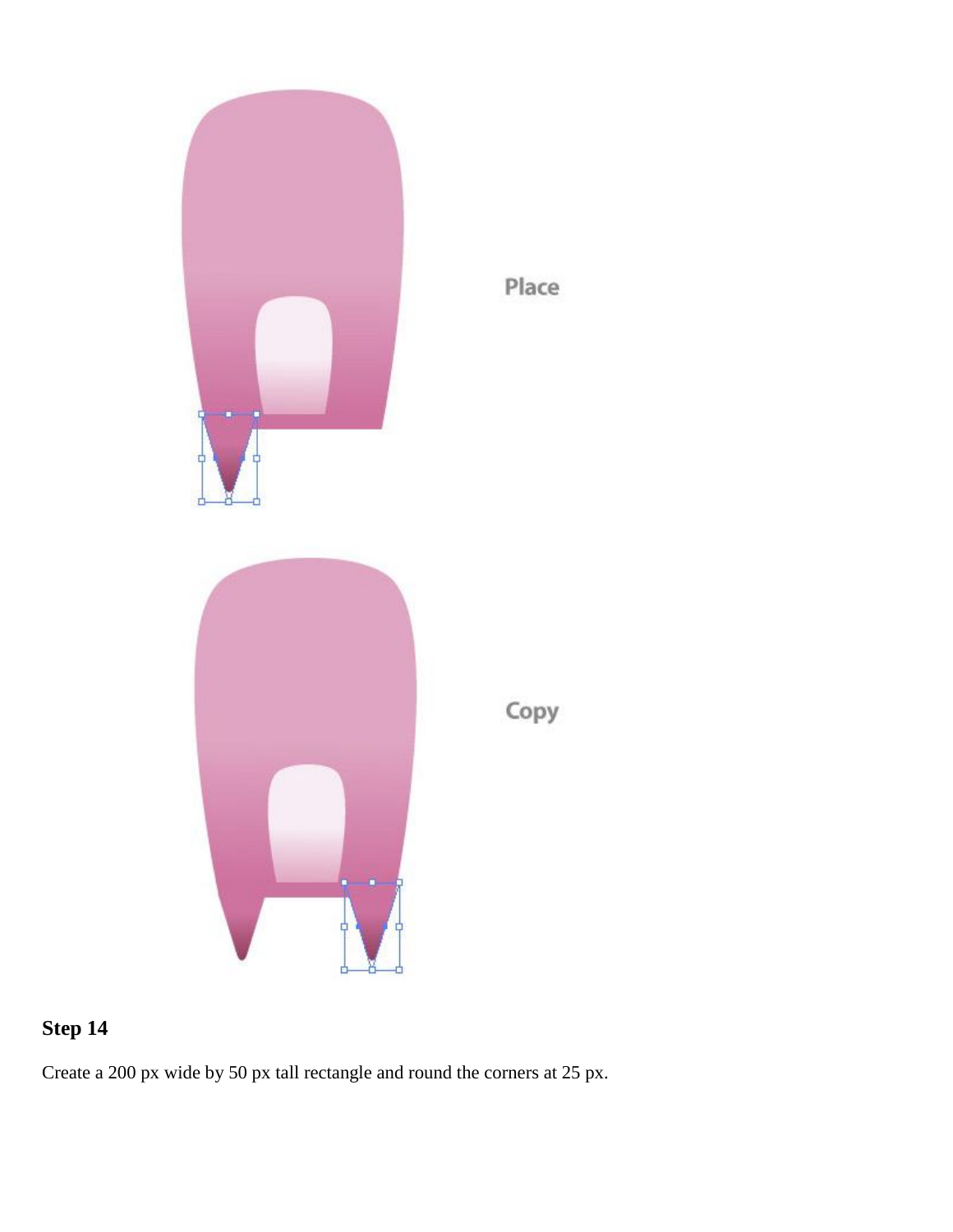### Step 14

Create a 200 px wide by 50 px tall rectangle and round the corners at 25 px.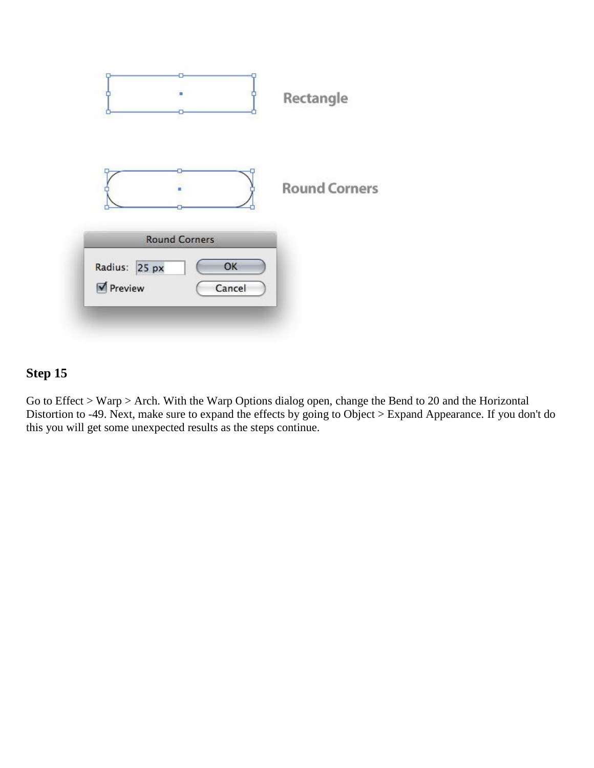## Step 15

Go to Effect > Warp > Arch. With the Warp Options dialog open, change the Bend to 20 and the Horizontal Distortion to -49. Next, make sure to expand the effects by going to Object > Expand Appearance. If you don't do this you will get some unexpected results as the steps continue.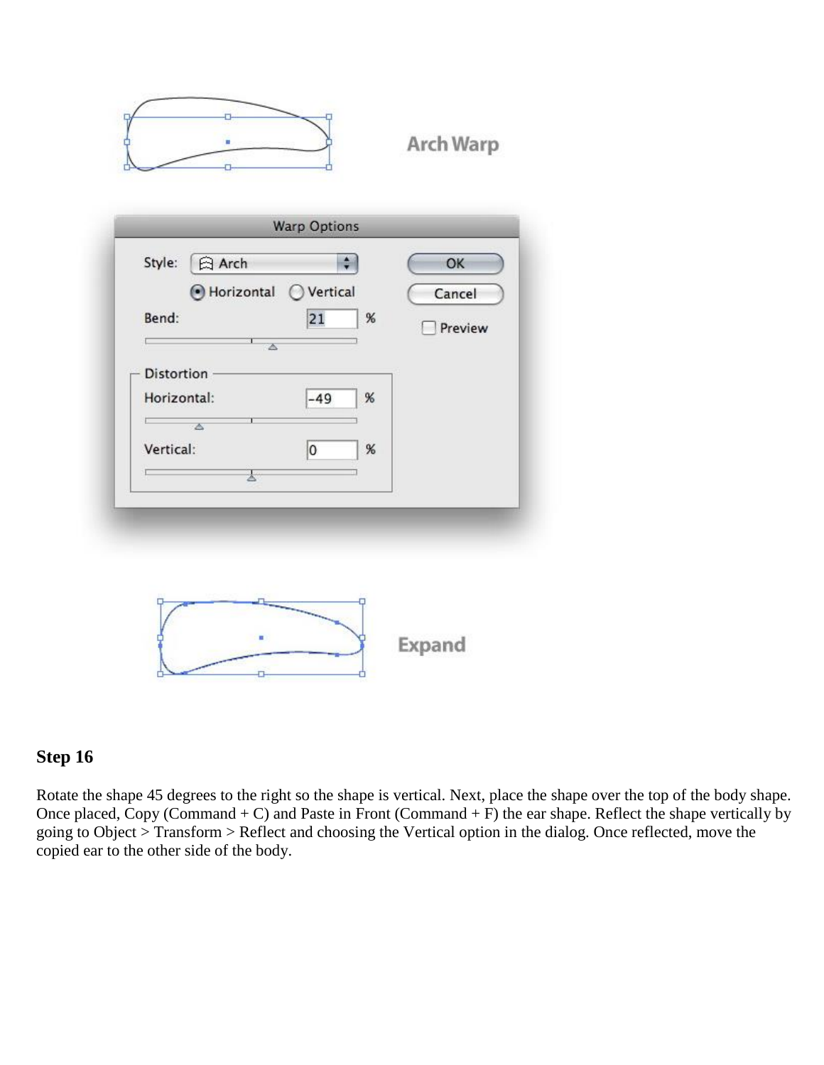Arch Warp

Warp Options

Style: Arch

Horizontal Vertical

Bend: 21 %

Distortion

Horizontal: -49 %

Vertical: 0 %

OK

Cancel

Preview

Expand

## Step 16

Rotate the shape 45 degrees to the right so the shape is vertical. Next, place the shape over the top of the body shape. Once placed, Copy (Command + C) and Paste in Front (Command + F) the ear shape. Reflect the shape vertically by going to Object > Transform > Reflect and choosing the Vertical option in the dialog. Once reflected, move the copied ear to the other side of the body.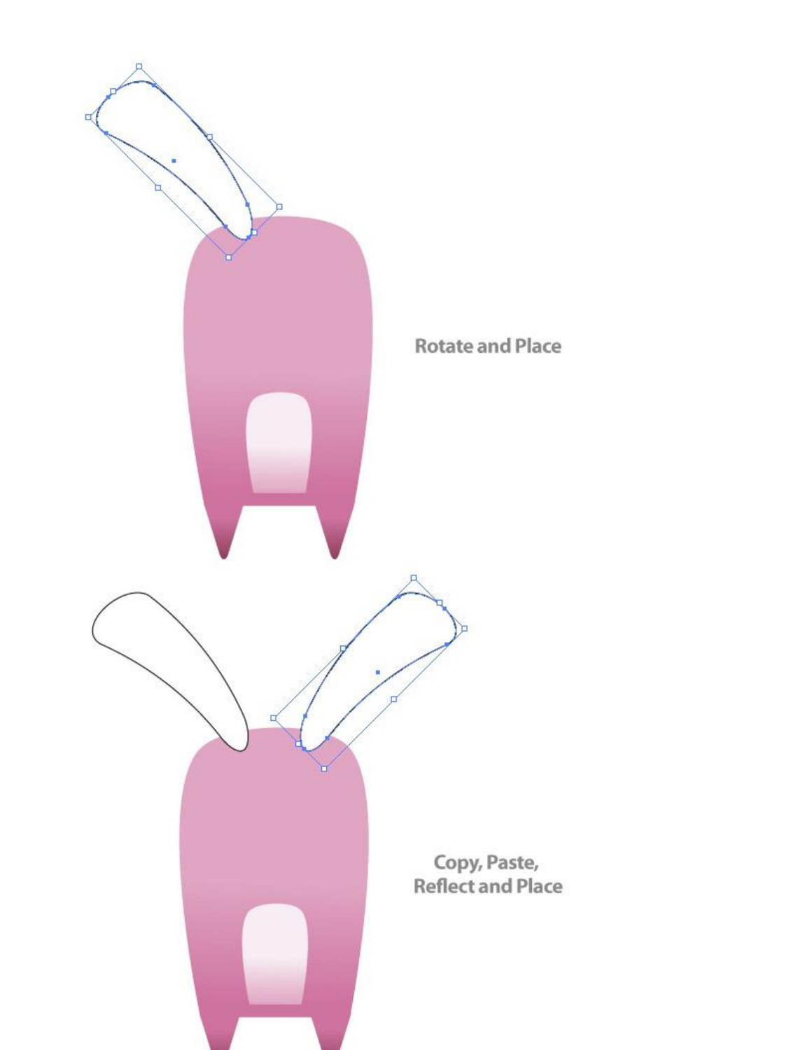Rotate and Place

Copy, Paste, Reflect and Place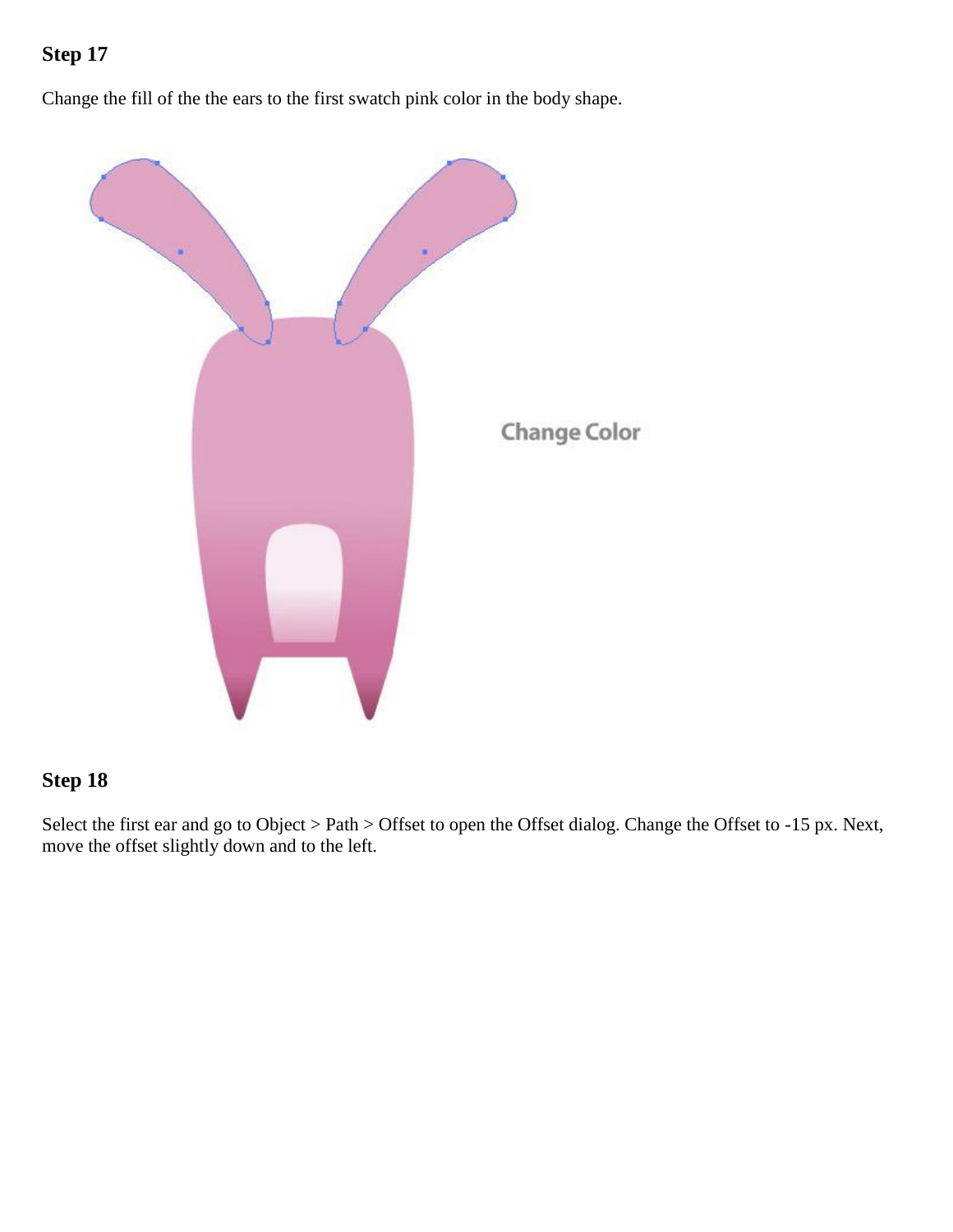## Step 17

Change the fill of the the ears to the first swatch pink color in the body shape.

## Step 18

Select the first ear and go to Object > Path > Offset to open the Offset dialog. Change the Offset to -15 px. Next, move the offset slightly down and to the left.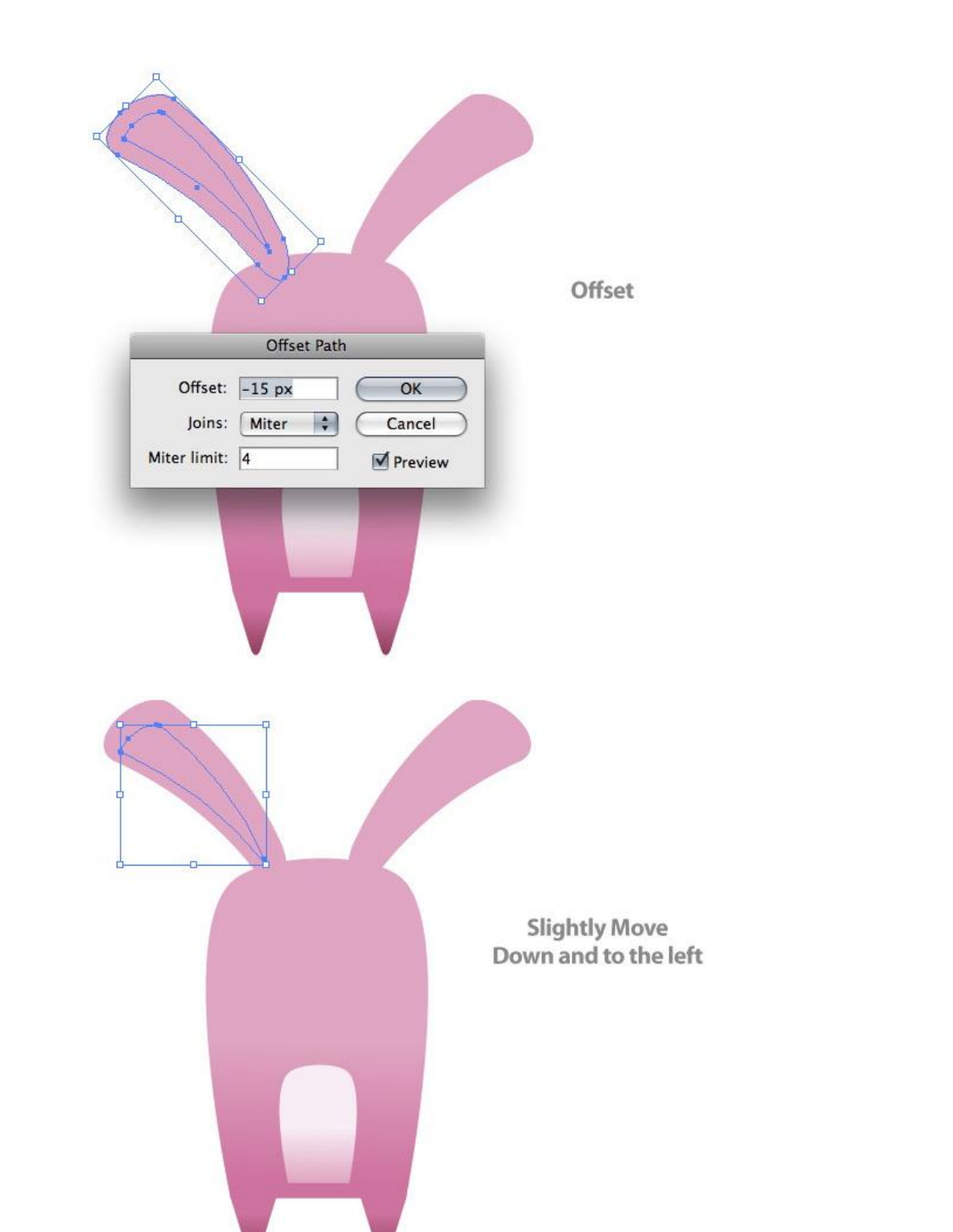Offset

Slightly Move Down and to the left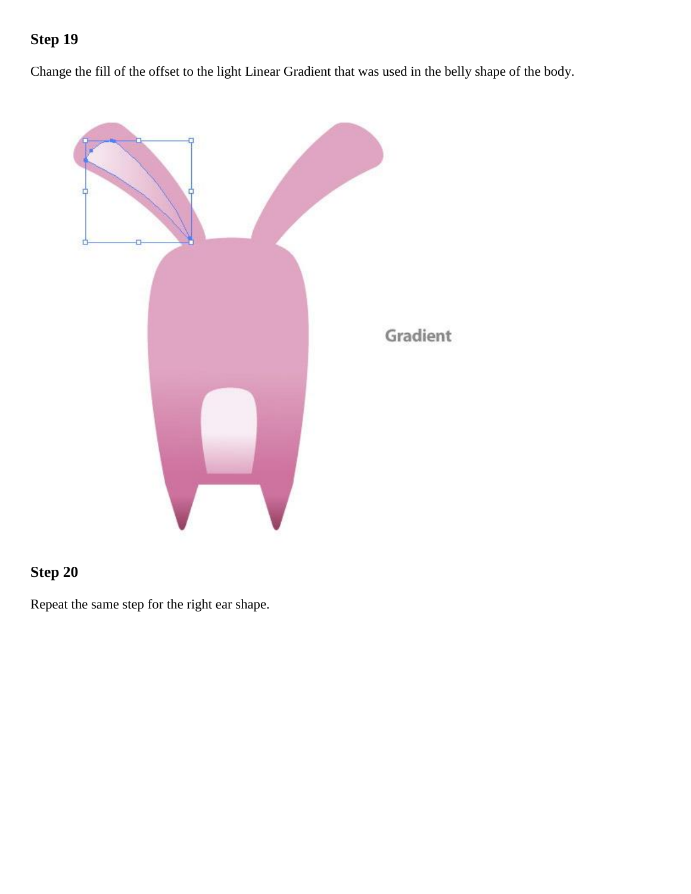## Step 19

Change the fill of the offset to the light Linear Gradient that was used in the belly shape of the body.

## Step 20

Repeat the same step for the right ear shape.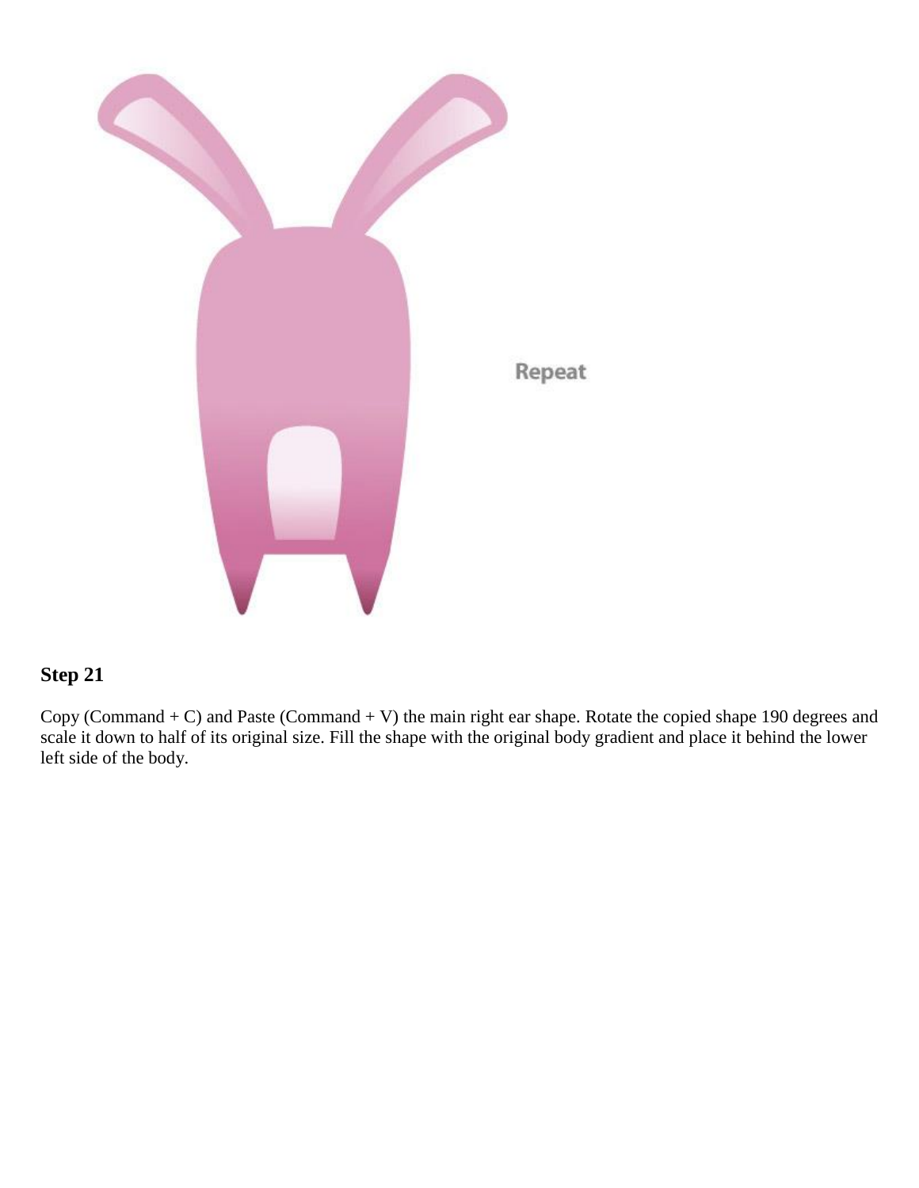Repeat

## Step 21

Copy (Command + C) and Paste (Command + V) the main right ear shape. Rotate the copied shape 190 degrees and scale it down to half of its original size. Fill the shape with the original body gradient and place it behind the lower left side of the body.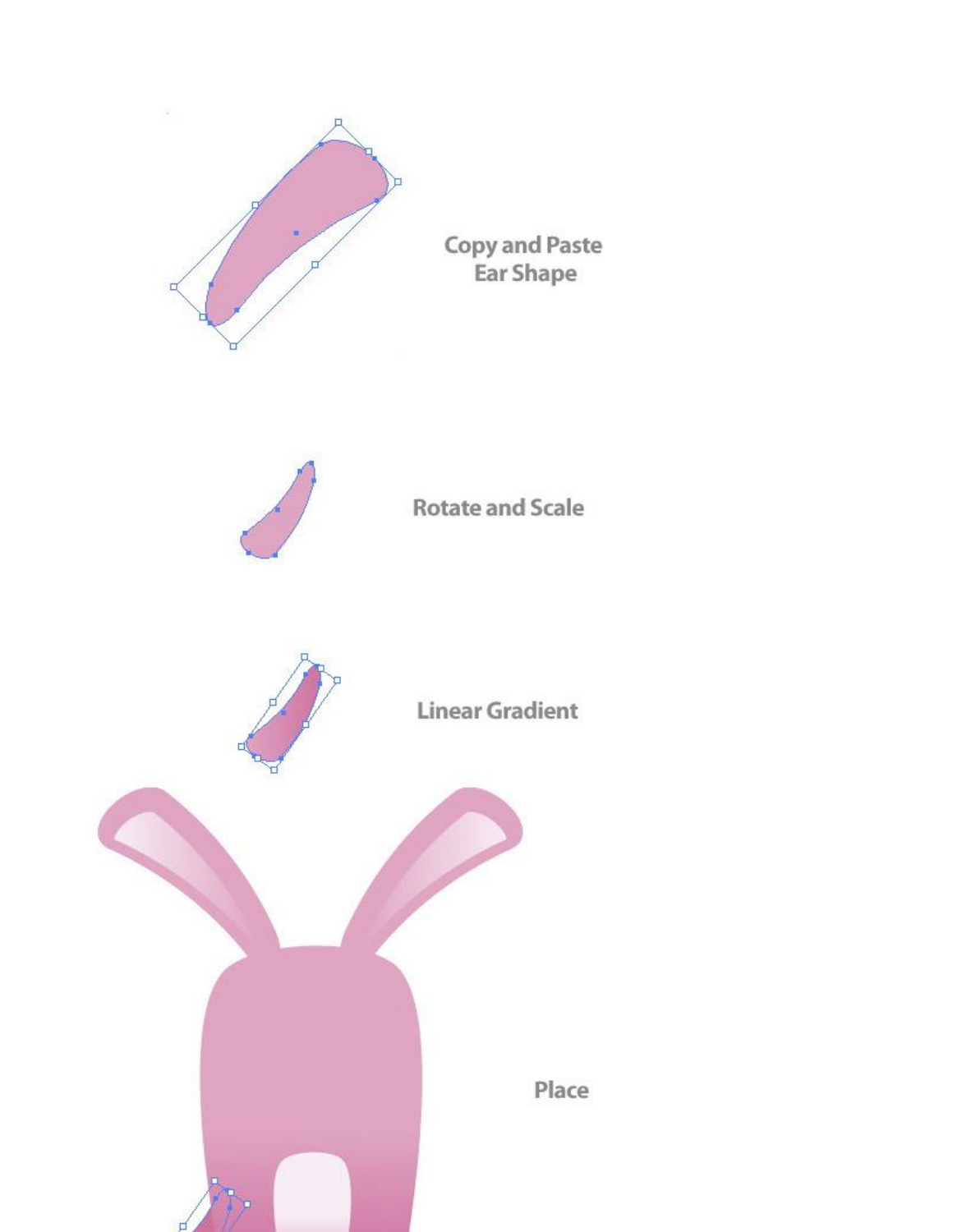Copy and Paste Ear Shape

Rotate and Scale

Linear Gradient

Place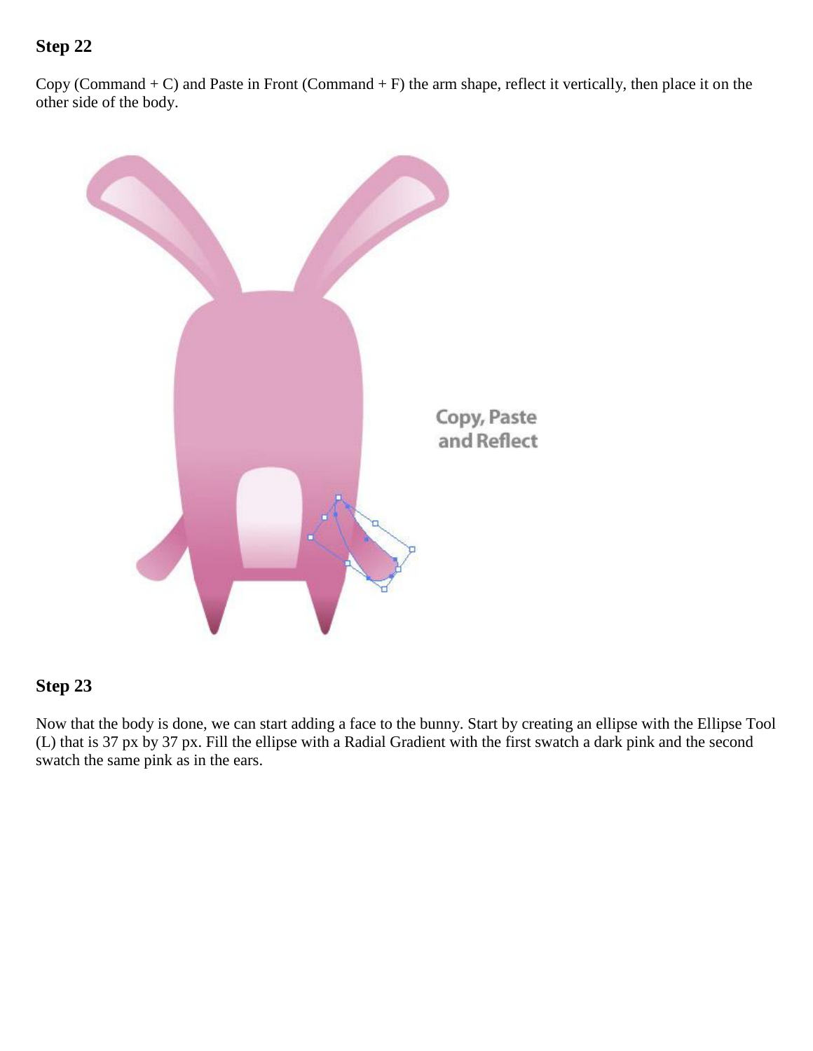## Step 22

Copy (Command + C) and Paste in Front (Command + F) the arm shape, reflect it vertically, then place it on the other side of the body.

## Step 23

Now that the body is done, we can start adding a face to the bunny. Start by creating an ellipse with the Ellipse Tool (L) that is 37 px by 37 px. Fill the ellipse with a Radial Gradient with the first swatch a dark pink and the second swatch the same pink as in the ears.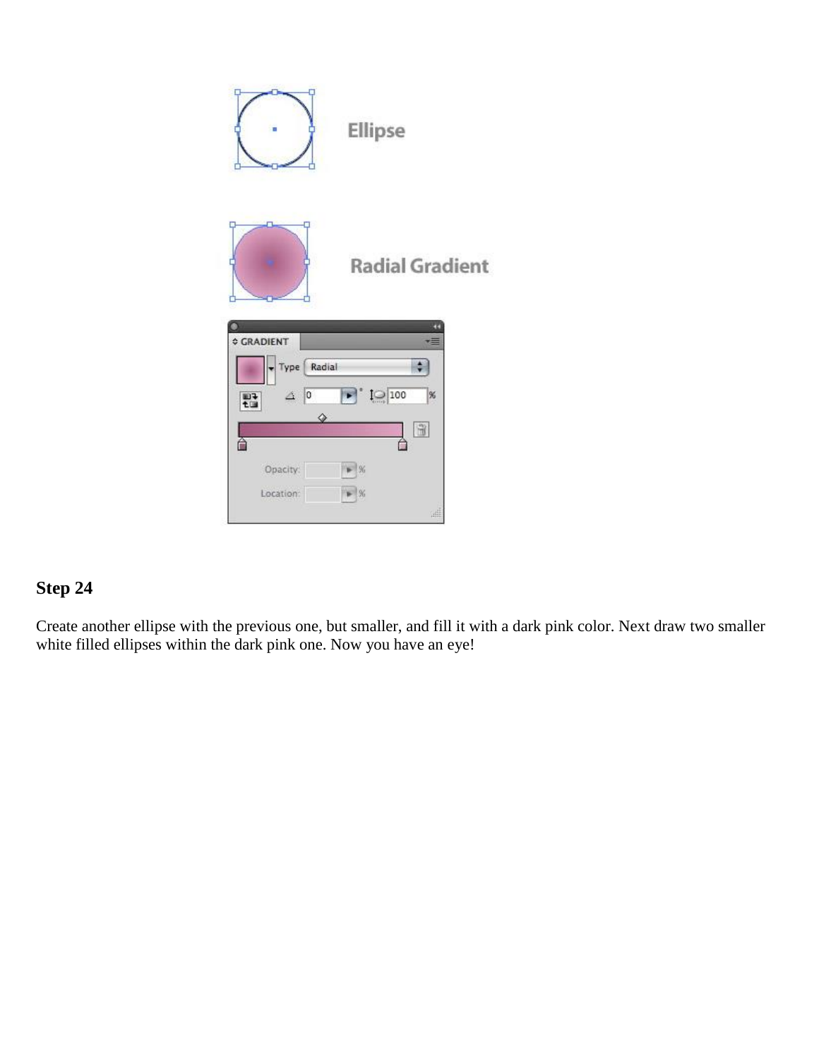## Step 24

Create another ellipse with the previous one, but smaller, and fill it with a dark pink color. Next draw two smaller white filled ellipses within the dark pink one. Now you have an eye!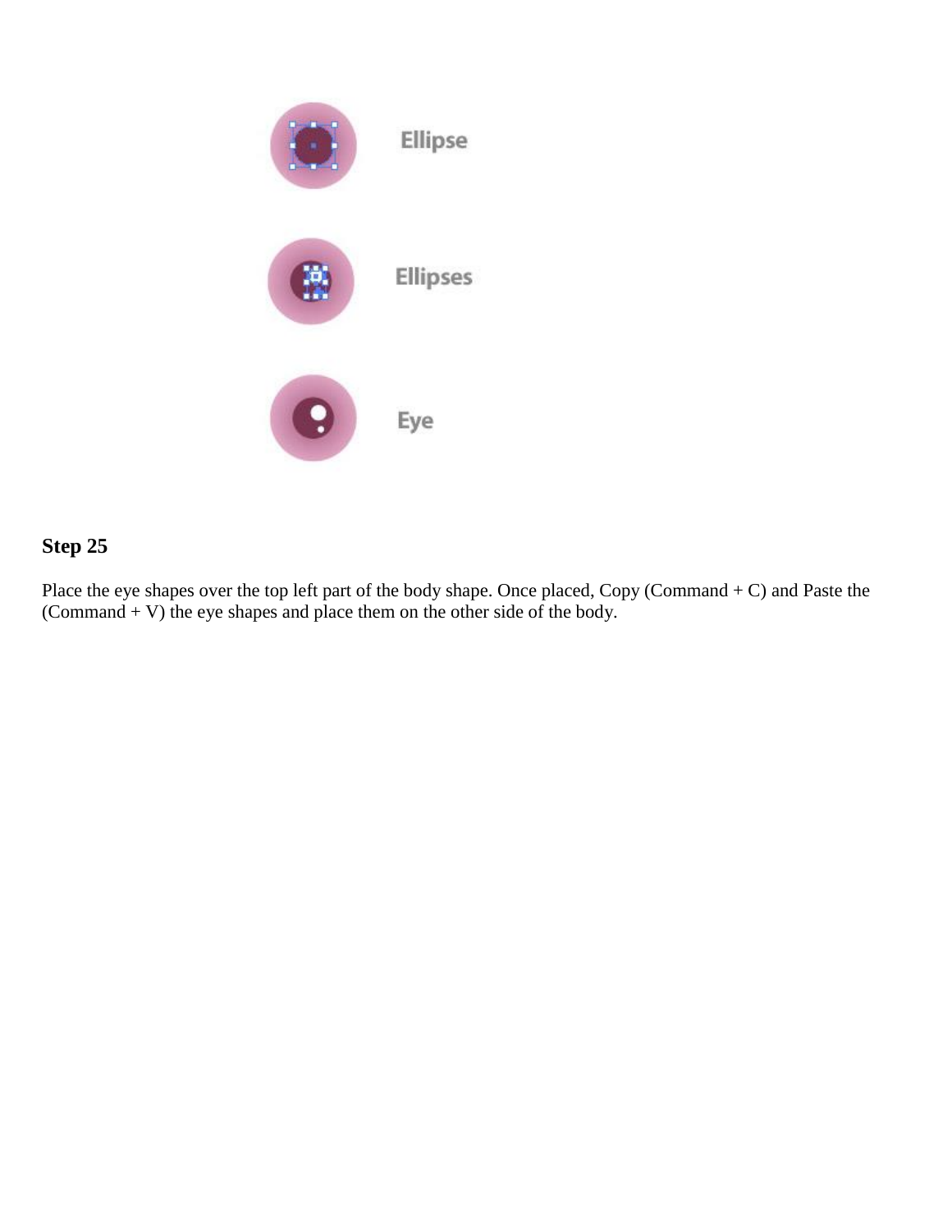## Step 25

Place the eye shapes over the top left part of the body shape. Once placed, Copy (Command + C) and Paste the (Command + V) the eye shapes and place them on the other side of the body.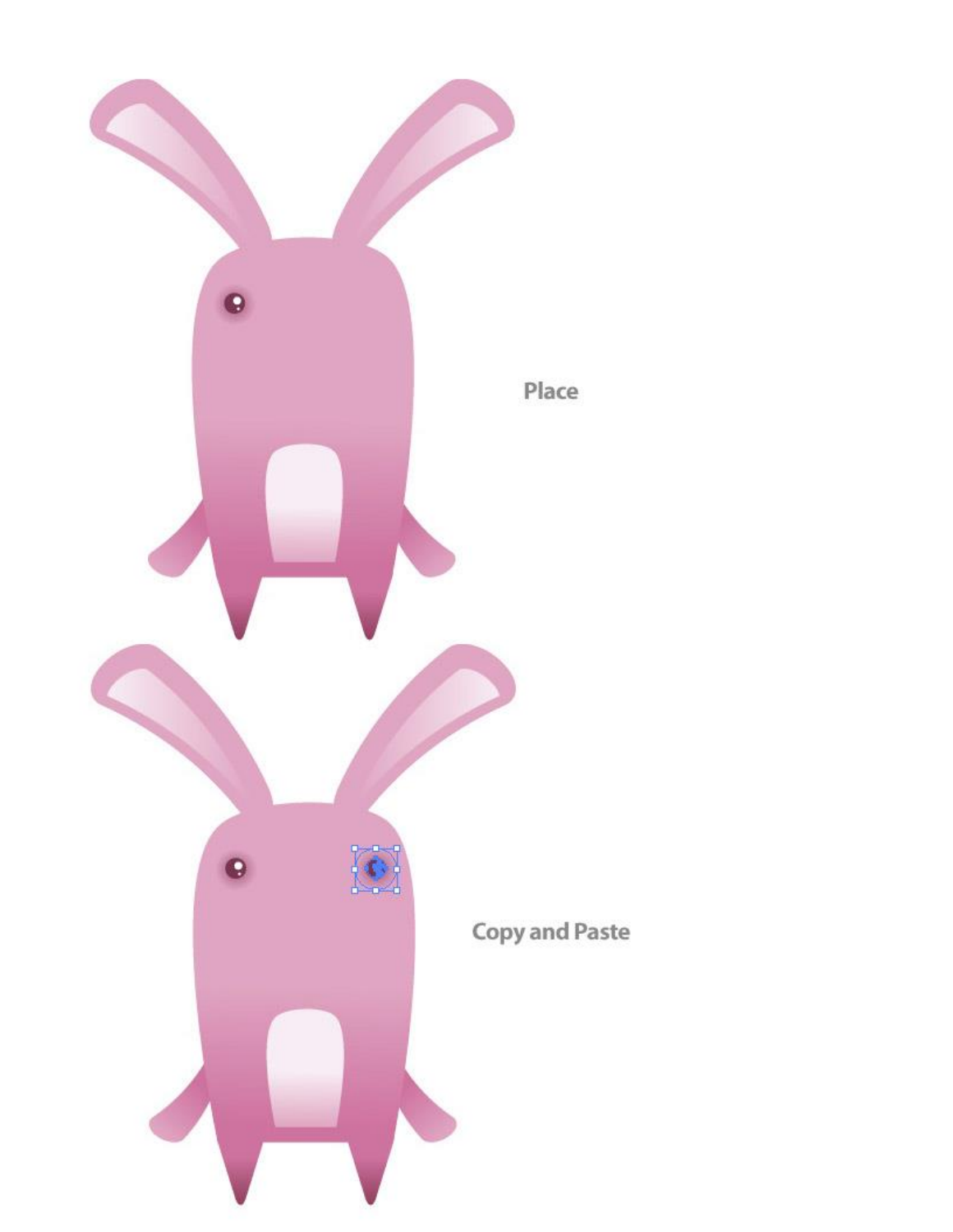Place

Copy and Paste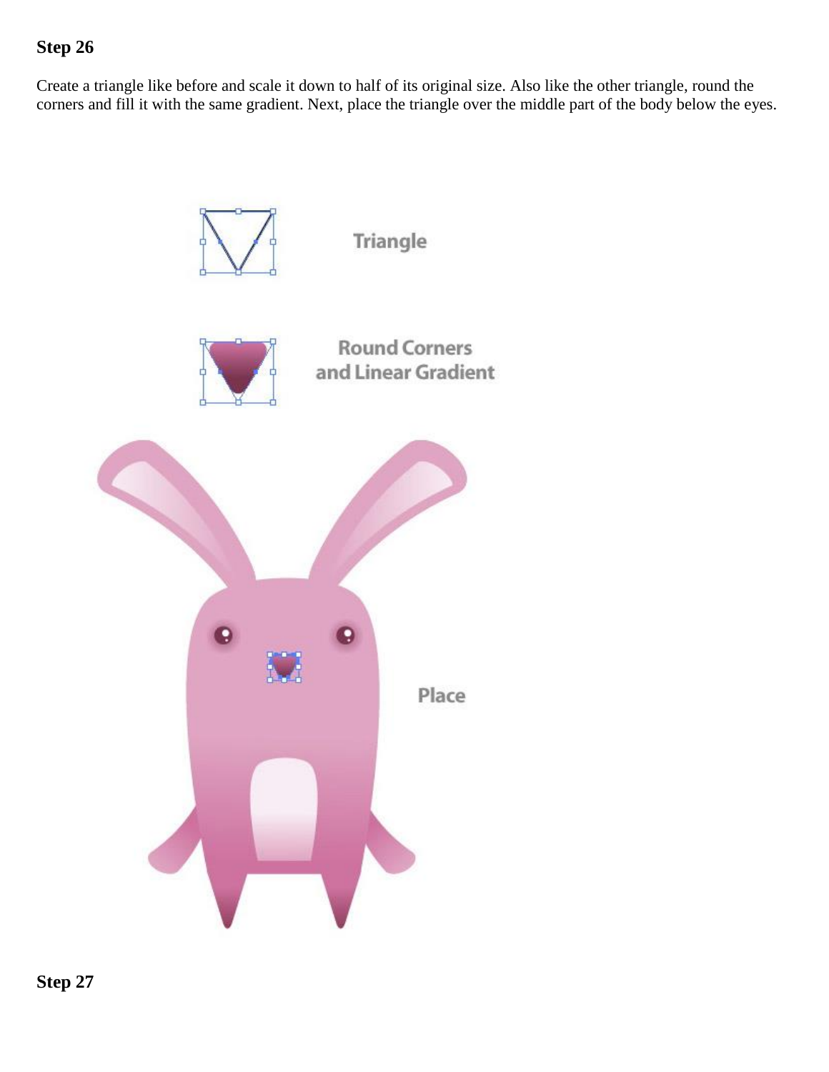**Step 26**

Create a triangle like before and scale it down to half of its original size. Also like the other triangle, round the corners and fill it with the same gradient. Next, place the triangle over the middle part of the body below the eyes.

**Step 27**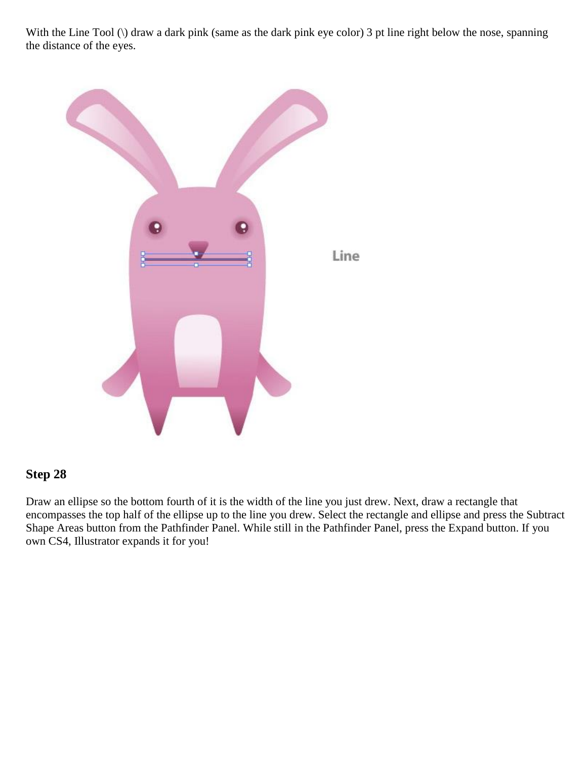With the Line Tool (\) draw a dark pink (same as the dark pink eye color) 3 pt line right below the nose, spanning the distance of the eyes.

### Step 28

Draw an ellipse so the bottom fourth of it is the width of the line you just drew. Next, draw a rectangle that encompasses the top half of the ellipse up to the line you drew. Select the rectangle and ellipse and press the Subtract Shape Areas button from the Pathfinder Panel. While still in the Pathfinder Panel, press the Expand button. If you own CS4, Illustrator expands it for you!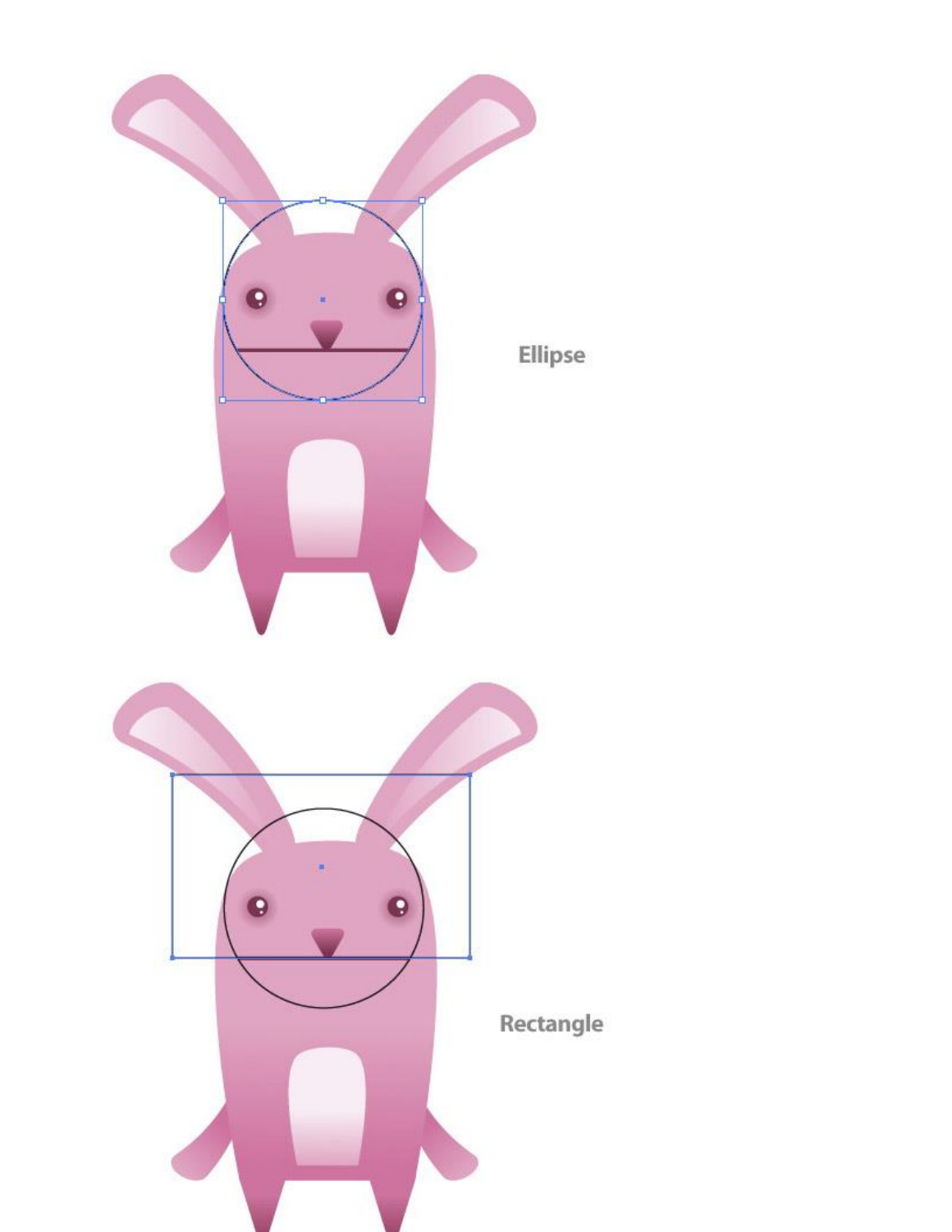Ellipse

Rectangle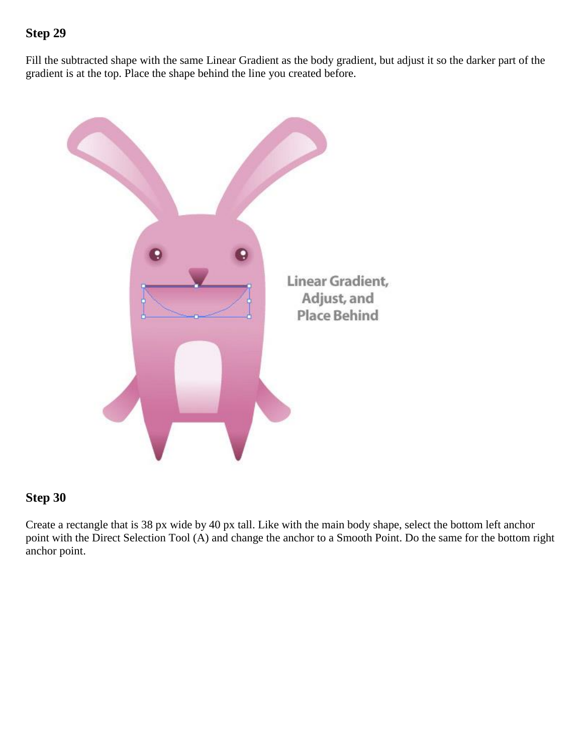## Step 29

Fill the subtracted shape with the same Linear Gradient as the body gradient, but adjust it so the darker part of the gradient is at the top. Place the shape behind the line you created before.

## Step 30

Create a rectangle that is 38 px wide by 40 px tall. Like with the main body shape, select the bottom left anchor point with the Direct Selection Tool (A) and change the anchor to a Smooth Point. Do the same for the bottom right anchor point.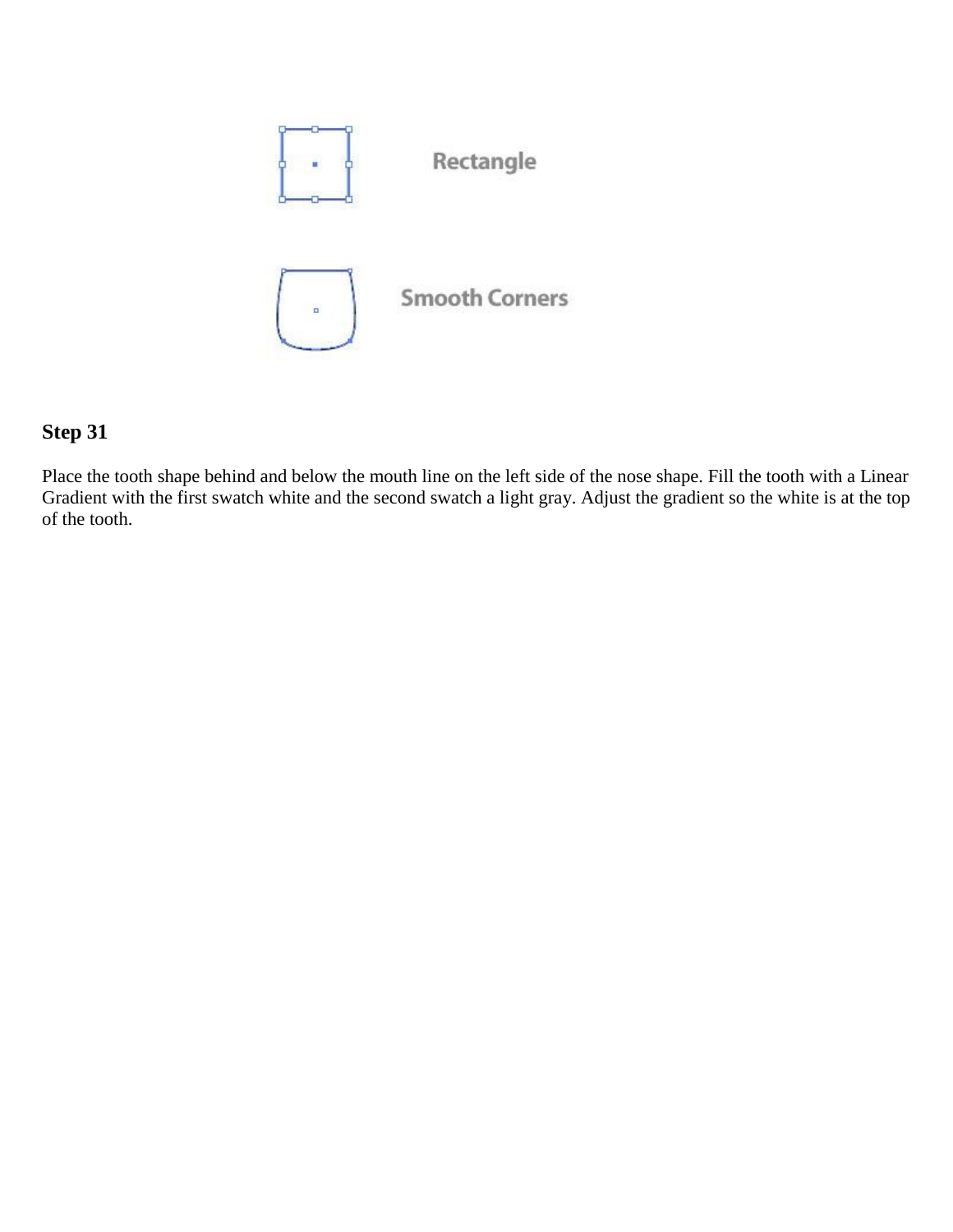## Step 31

Place the tooth shape behind and below the mouth line on the left side of the nose shape. Fill the tooth with a Linear Gradient with the first swatch white and the second swatch a light gray. Adjust the gradient so the white is at the top of the tooth.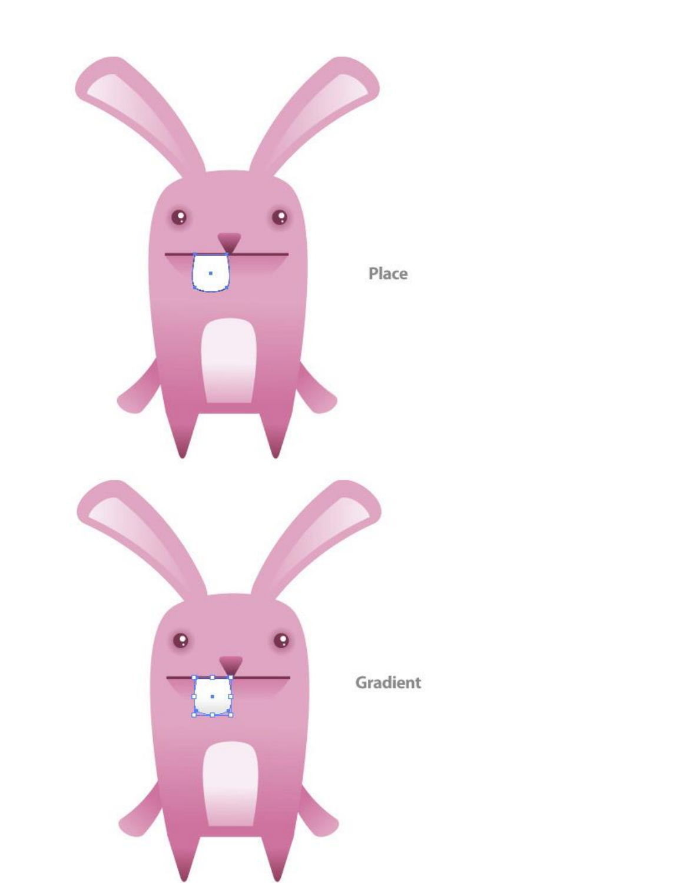Place

Gradient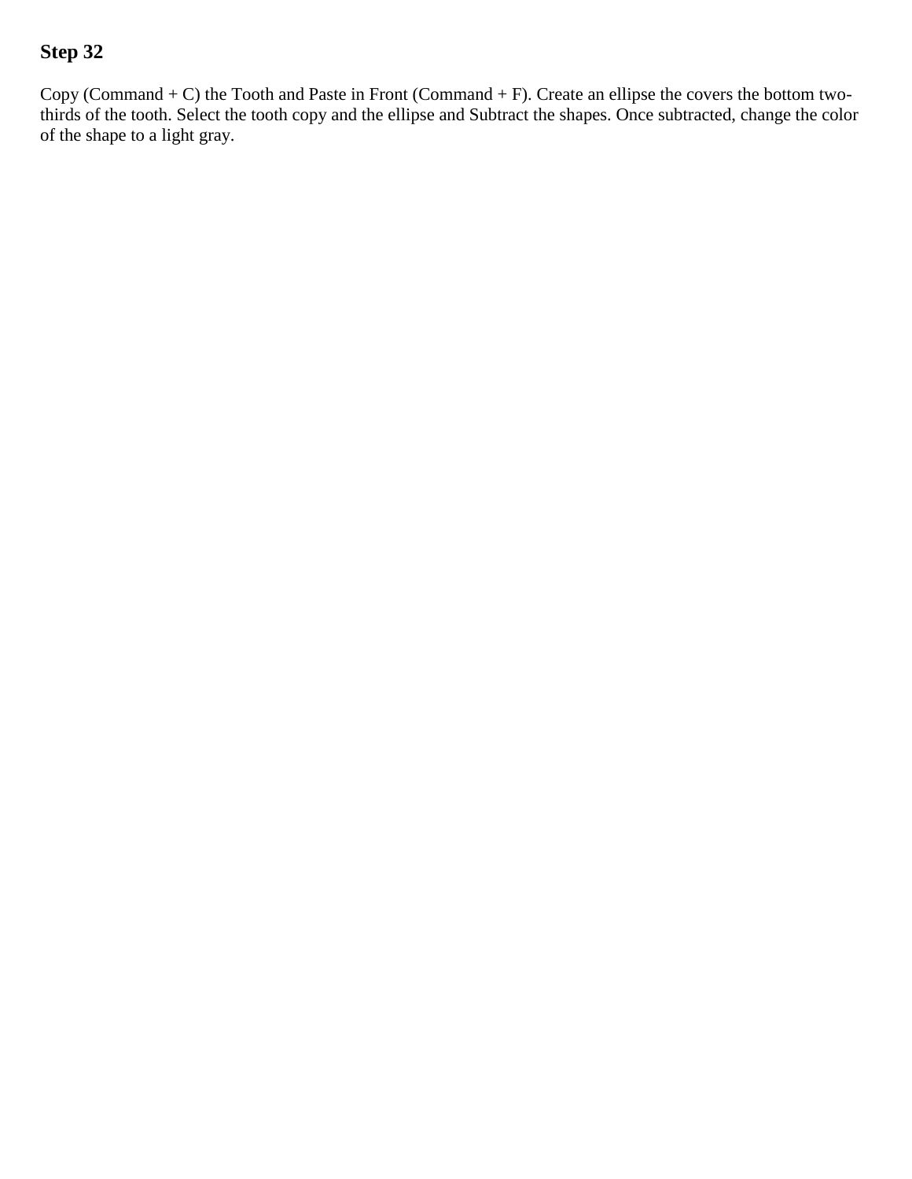## Step 32

Copy (Command + C) the Tooth and Paste in Front (Command + F). Create an ellipse the covers the bottom two-thirds of the tooth. Select the tooth copy and the ellipse and Subtract the shapes. Once subtracted, change the color of the shape to a light gray.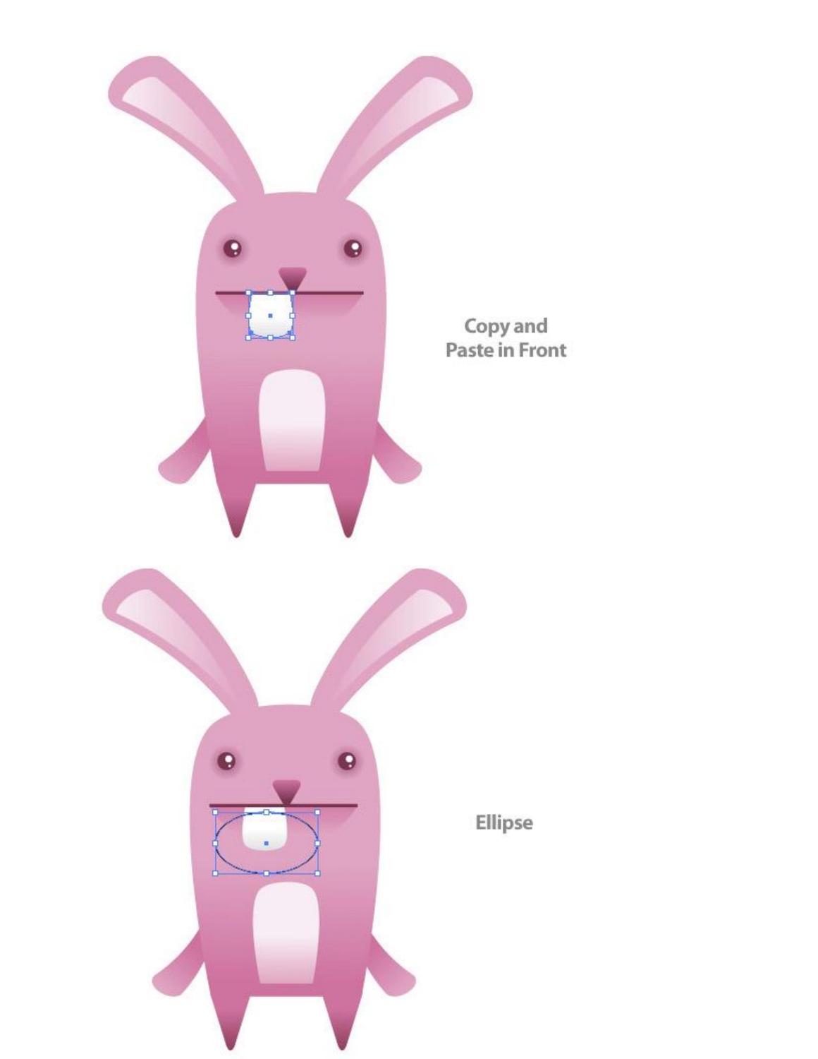Copy and Paste in Front

Ellipse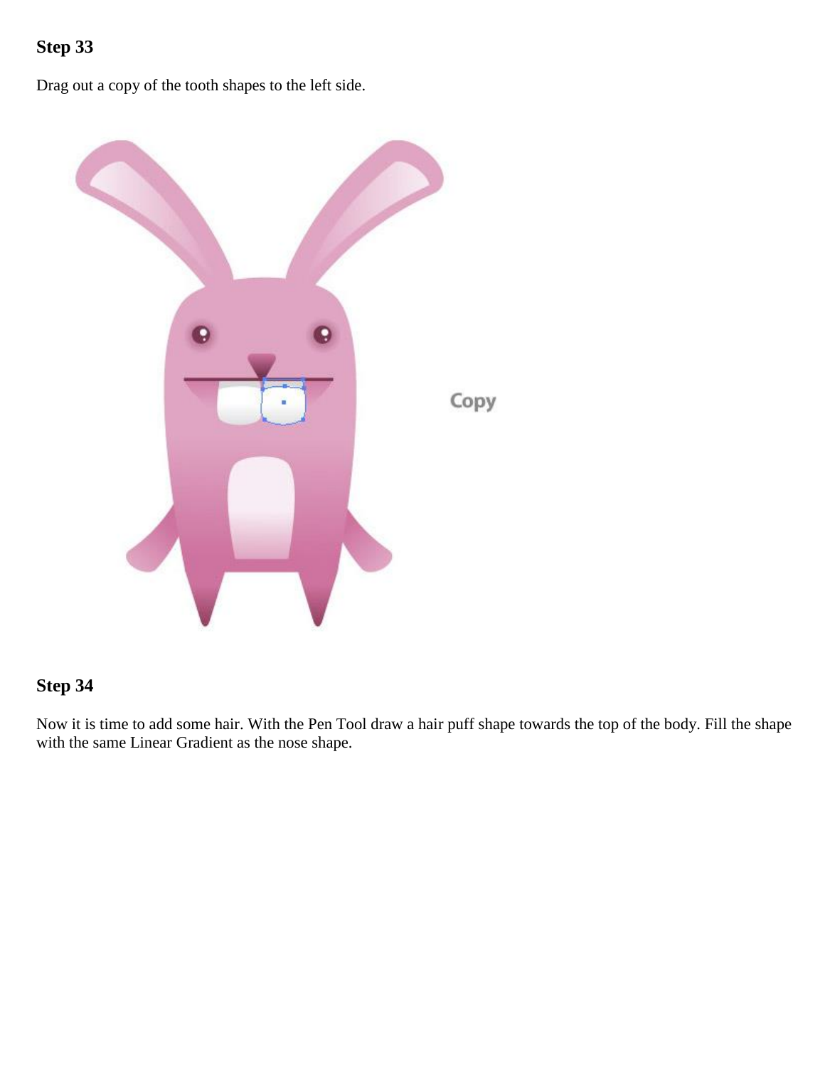## Step 33

Drag out a copy of the tooth shapes to the left side.

## Step 34

Now it is time to add some hair. With the Pen Tool draw a hair puff shape towards the top of the body. Fill the shape with the same Linear Gradient as the nose shape.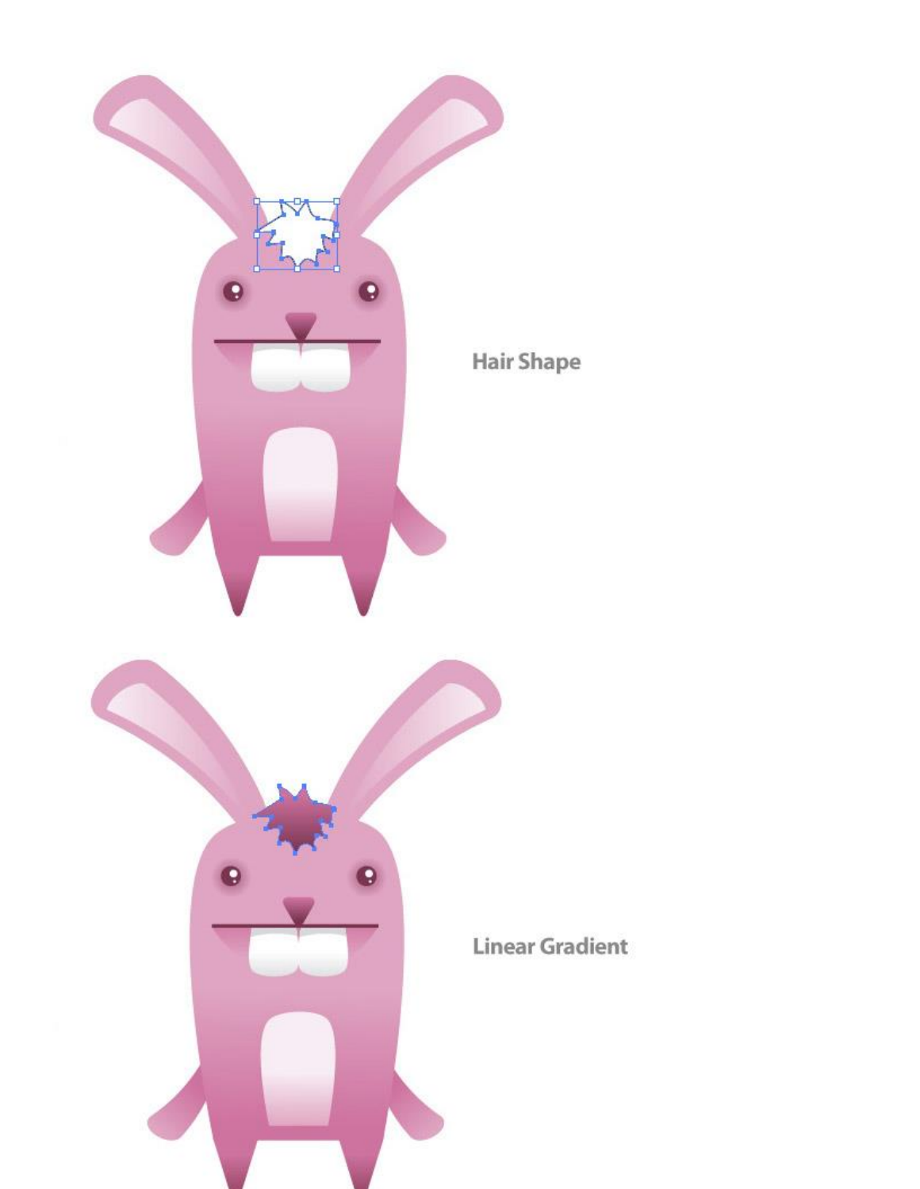Hair Shape

Linear Gradient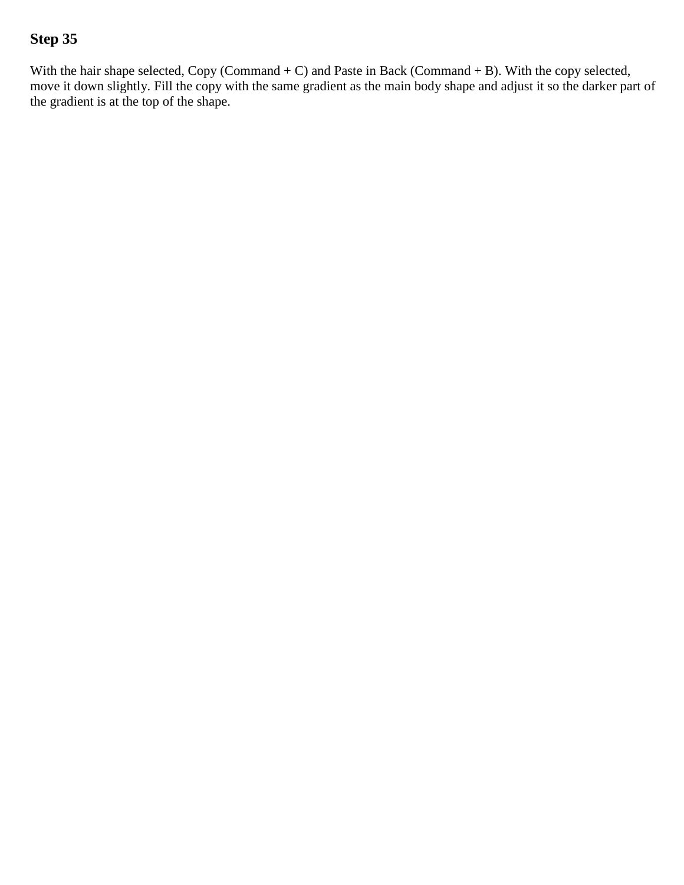## Step 35

With the hair shape selected, Copy (Command + C) and Paste in Back (Command + B). With the copy selected, move it down slightly. Fill the copy with the same gradient as the main body shape and adjust it so the darker part of the gradient is at the top of the shape.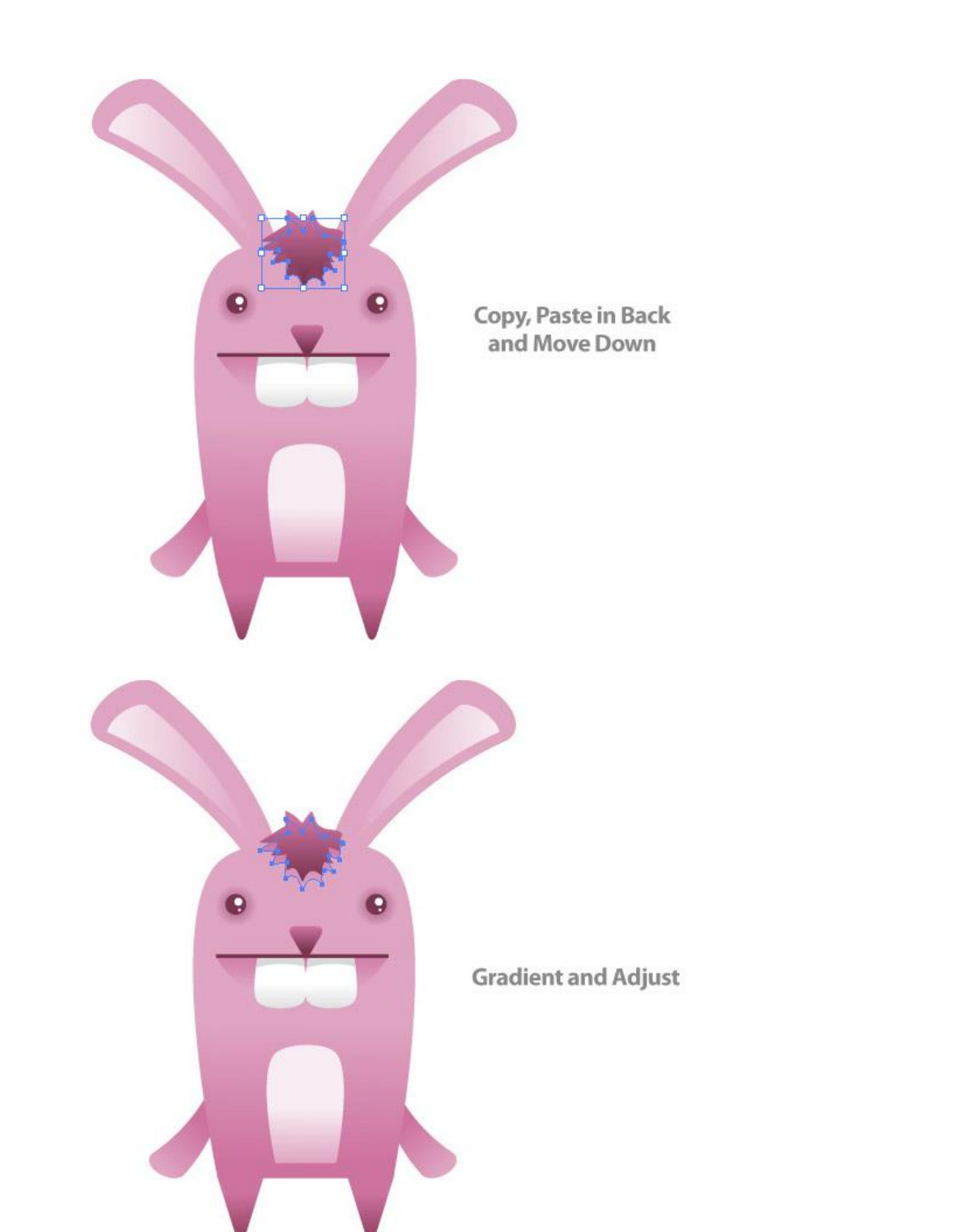Copy, Paste in Back and Move Down

Gradient and Adjust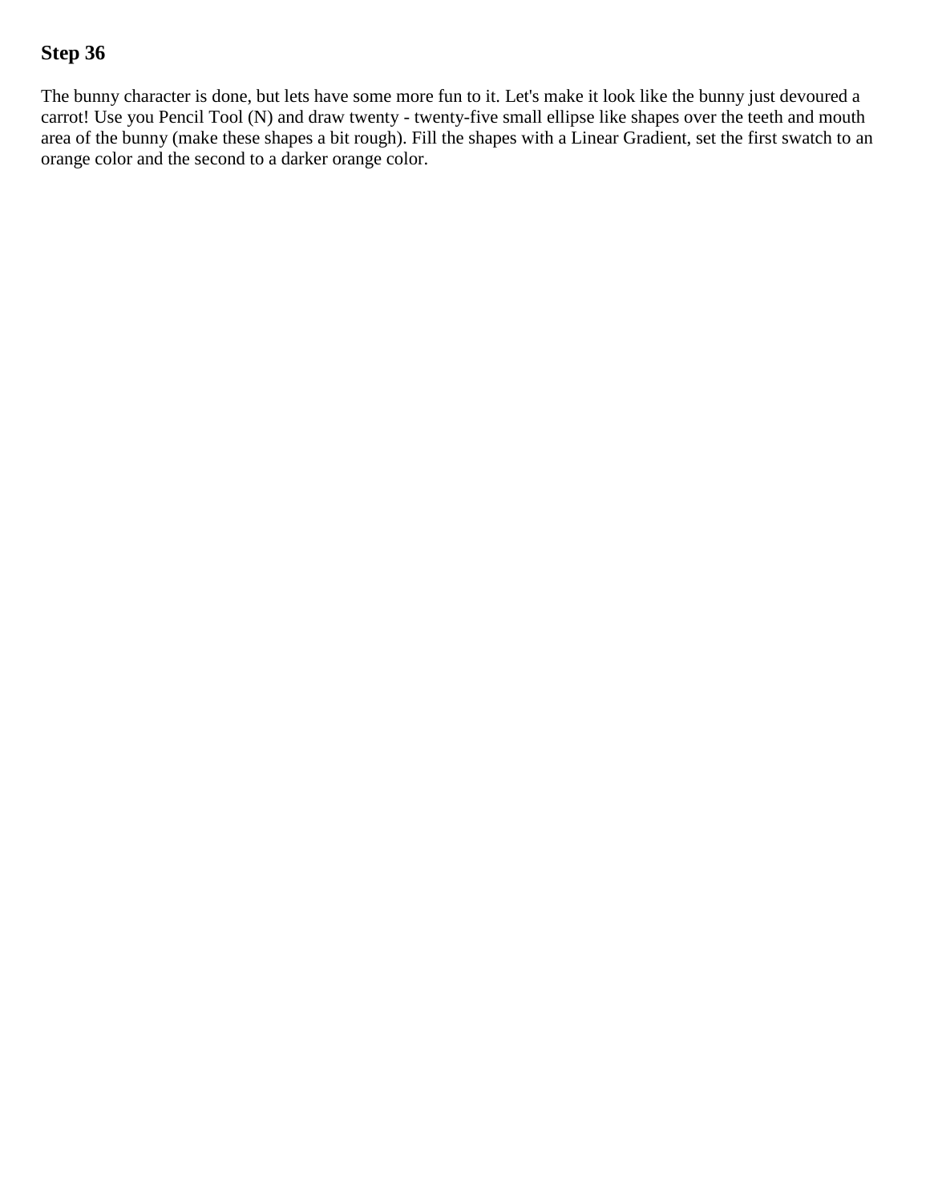## Step 36

The bunny character is done, but lets have some more fun to it. Let's make it look like the bunny just devoured a carrot! Use you Pencil Tool (N) and draw twenty - twenty-five small ellipse like shapes over the teeth and mouth area of the bunny (make these shapes a bit rough). Fill the shapes with a Linear Gradient, set the first swatch to an orange color and the second to a darker orange color.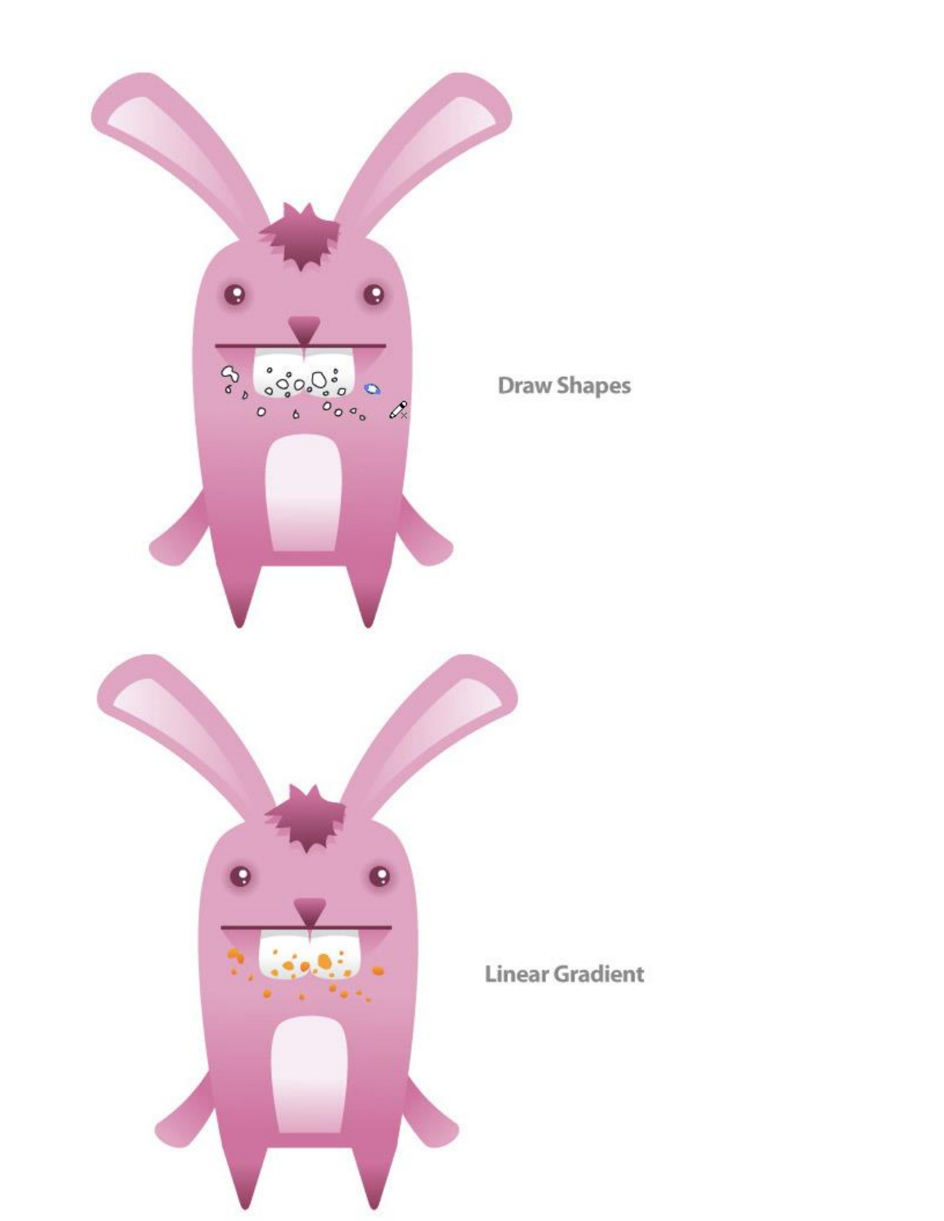Draw Shapes

Linear Gradient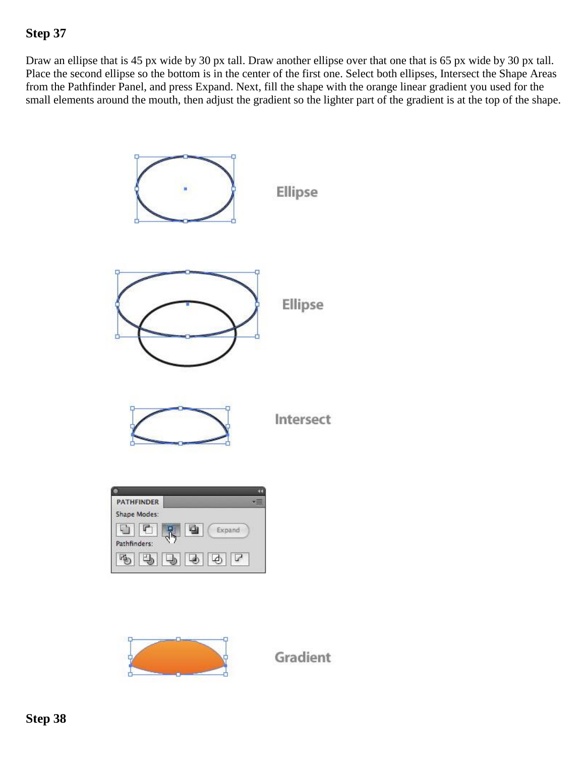## Step 37

Draw an ellipse that is 45 px wide by 30 px tall. Draw another ellipse over that one that is 65 px wide by 30 px tall. Place the second ellipse so the bottom is in the center of the first one. Select both ellipses, Intersect the Shape Areas from the Pathfinder Panel, and press Expand. Next, fill the shape with the orange linear gradient you used for the small elements around the mouth, then adjust the gradient so the lighter part of the gradient is at the top of the shape.

## Step 38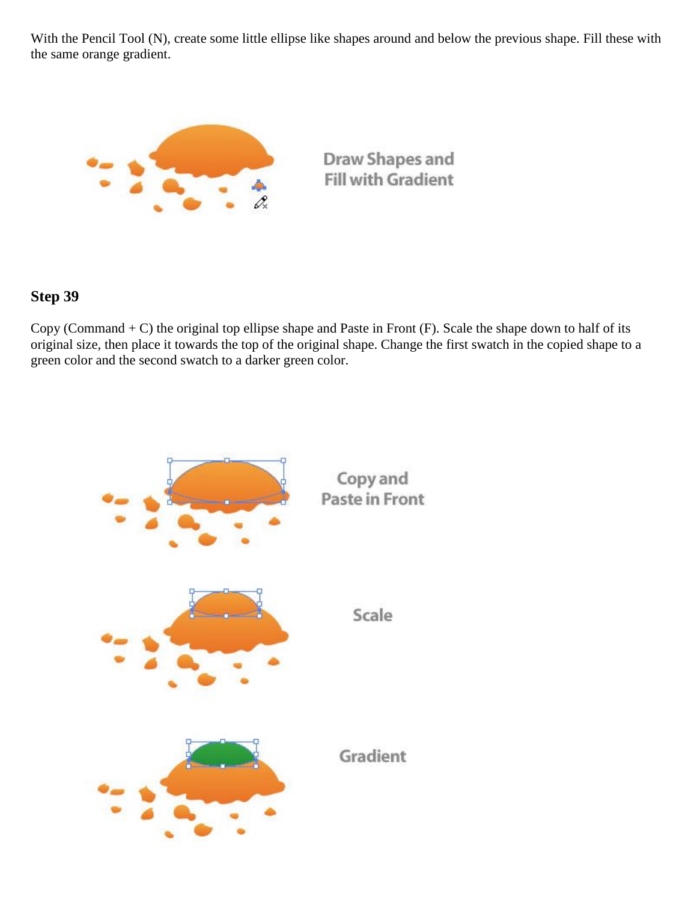With the Pencil Tool (N), create some little ellipse like shapes around and below the previous shape. Fill these with the same orange gradient.

## Step 39

Copy (Command + C) the original top ellipse shape and Paste in Front (F). Scale the shape down to half of its original size, then place it towards the top of the original shape. Change the first swatch in the copied shape to a green color and the second swatch to a darker green color.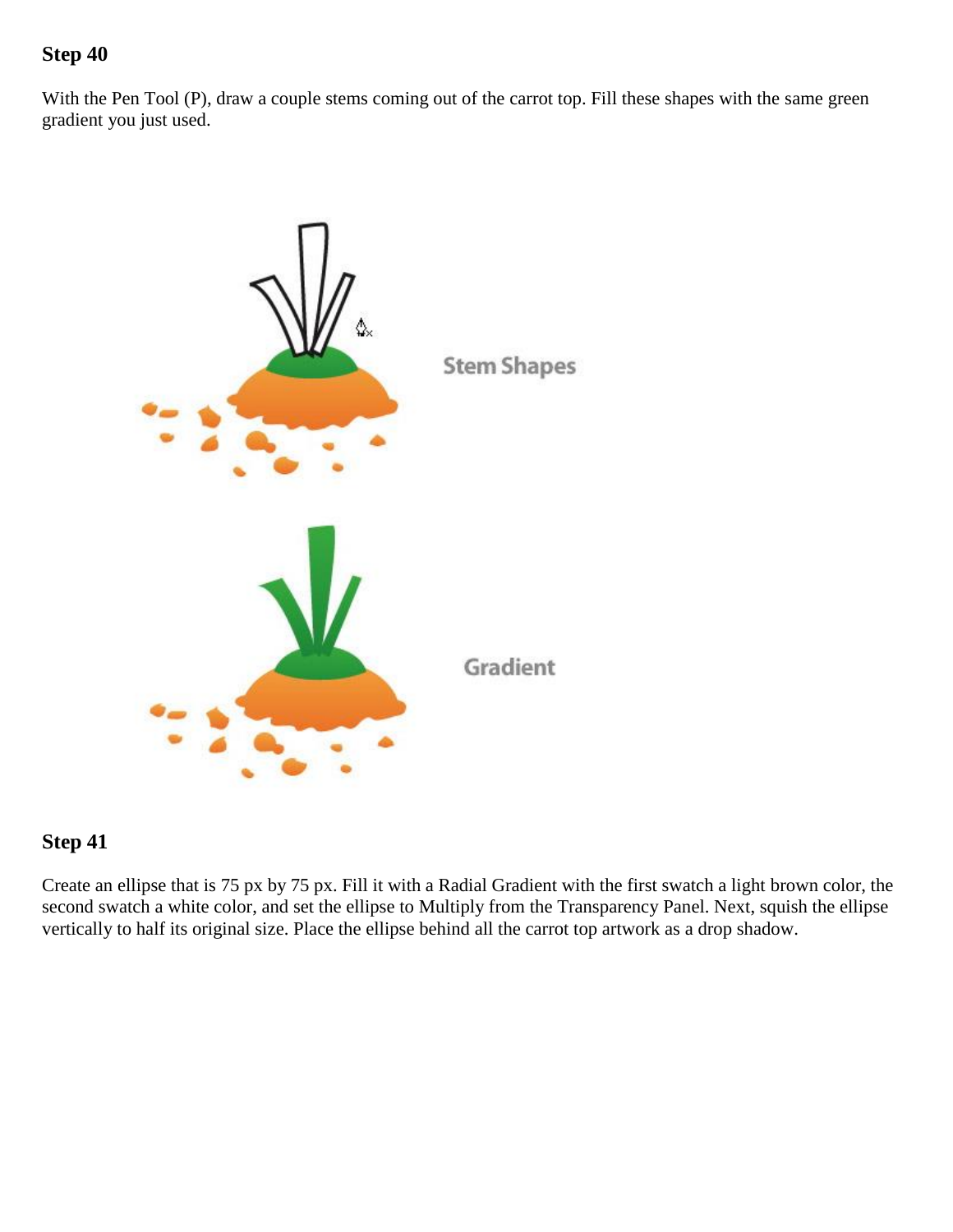## Step 40

With the Pen Tool (P), draw a couple stems coming out of the carrot top. Fill these shapes with the same green gradient you just used.

## Step 41

Create an ellipse that is 75 px by 75 px. Fill it with a Radial Gradient with the first swatch a light brown color, the second swatch a white color, and set the ellipse to Multiply from the Transparency Panel. Next, squish the ellipse vertically to half its original size. Place the ellipse behind all the carrot top artwork as a drop shadow.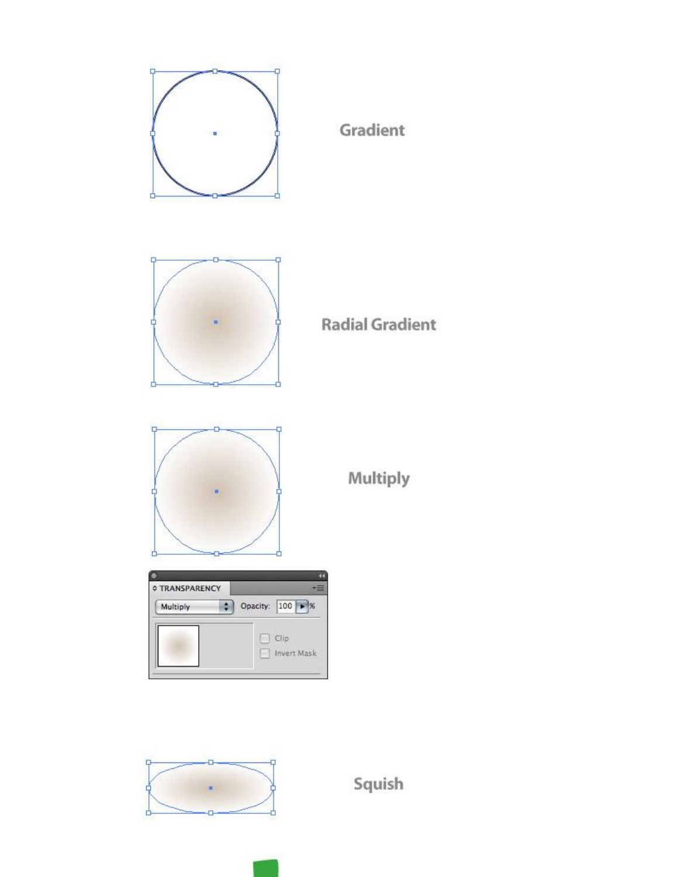Gradient

Radial Gradient

Multiply

TRANSPARENCY

Multiply Opacity: 100 %

Clip

Invert Mask

Squish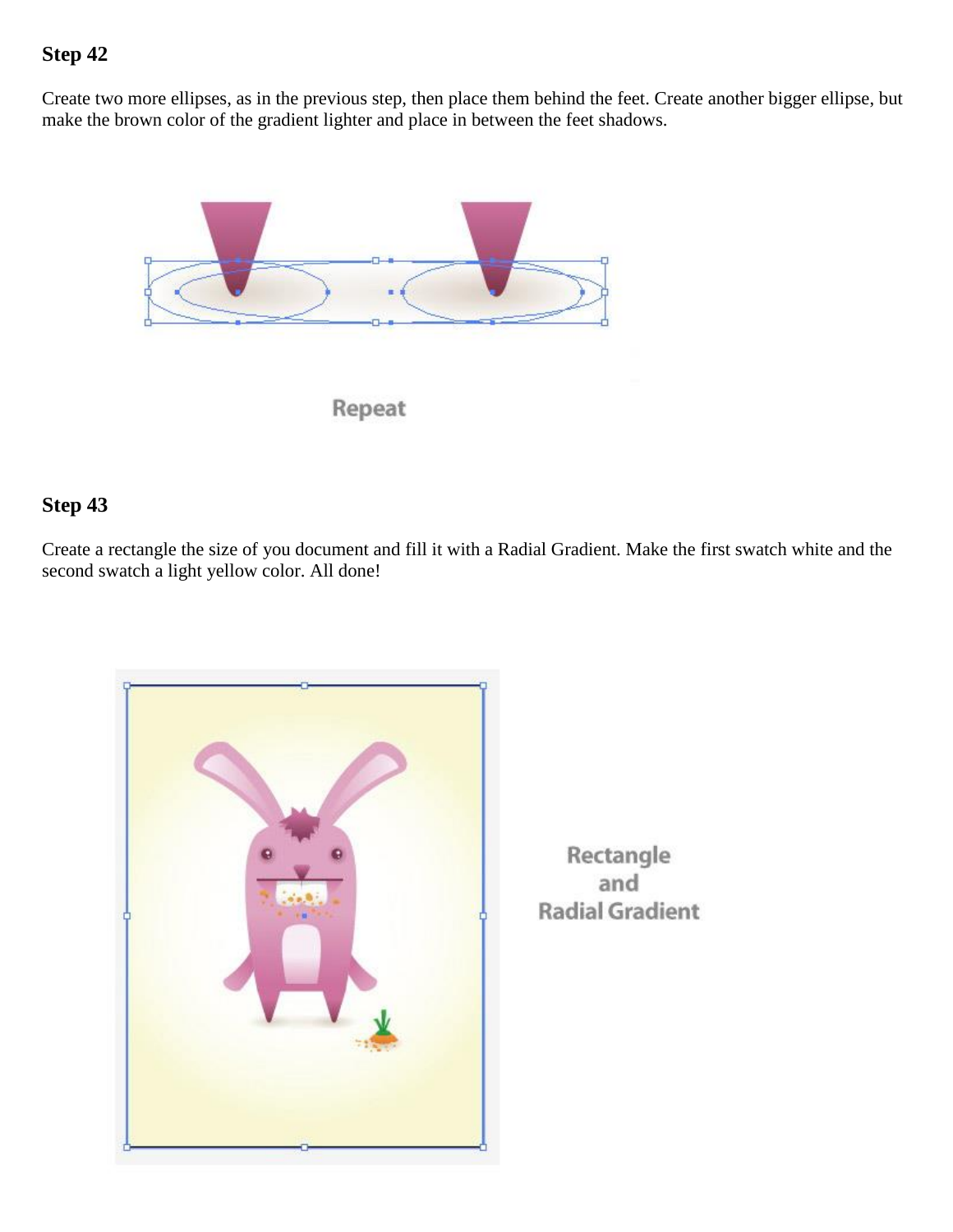## Step 42

Create two more ellipses, as in the previous step, then place them behind the feet. Create another bigger ellipse, but make the brown color of the gradient lighter and place in between the feet shadows.

Repeat

## Step 43

Create a rectangle the size of you document and fill it with a Radial Gradient. Make the first swatch white and the second swatch a light yellow color. All done!

Rectangle and Radial Gradient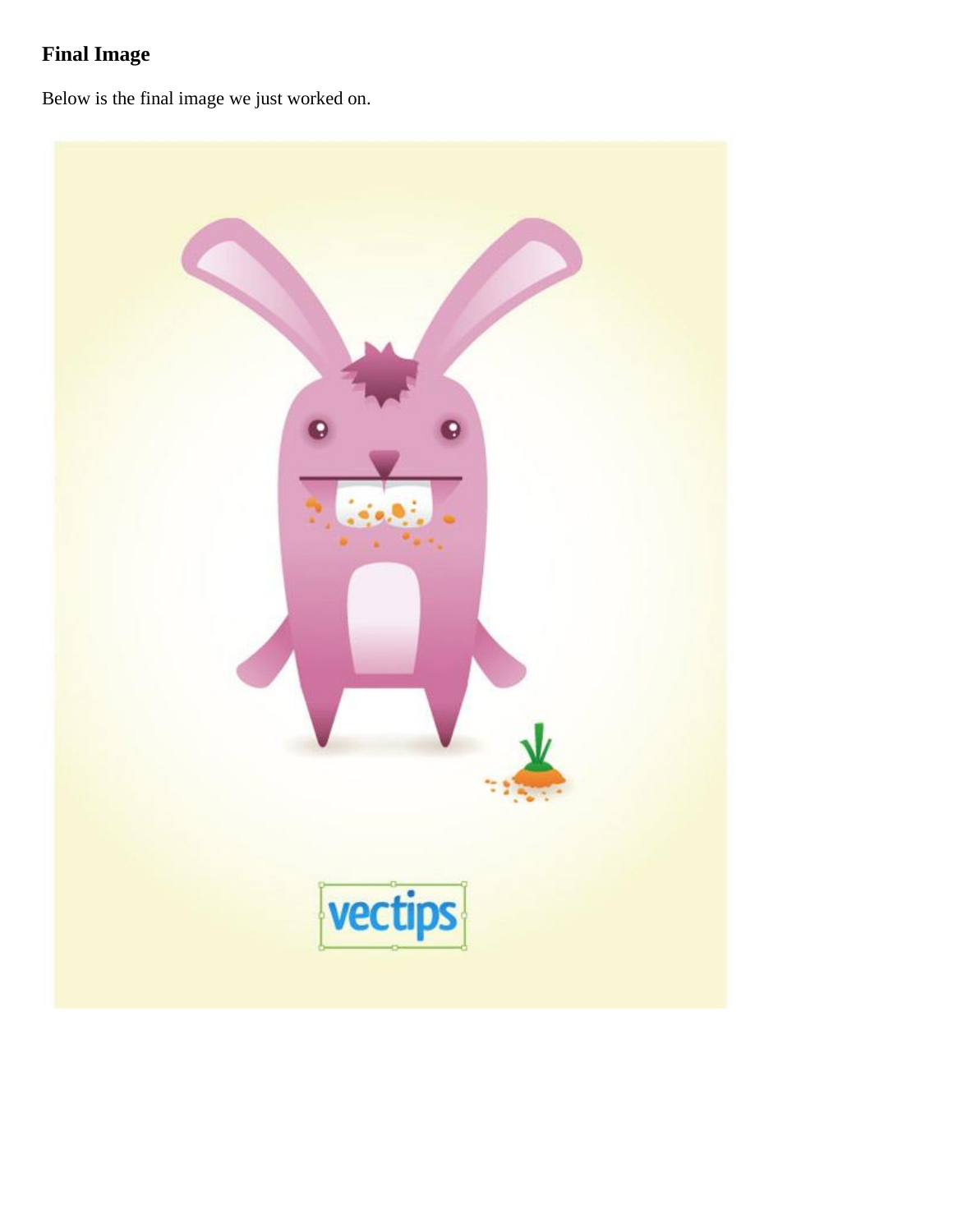**Final Image**

Below is the final image we just worked on.